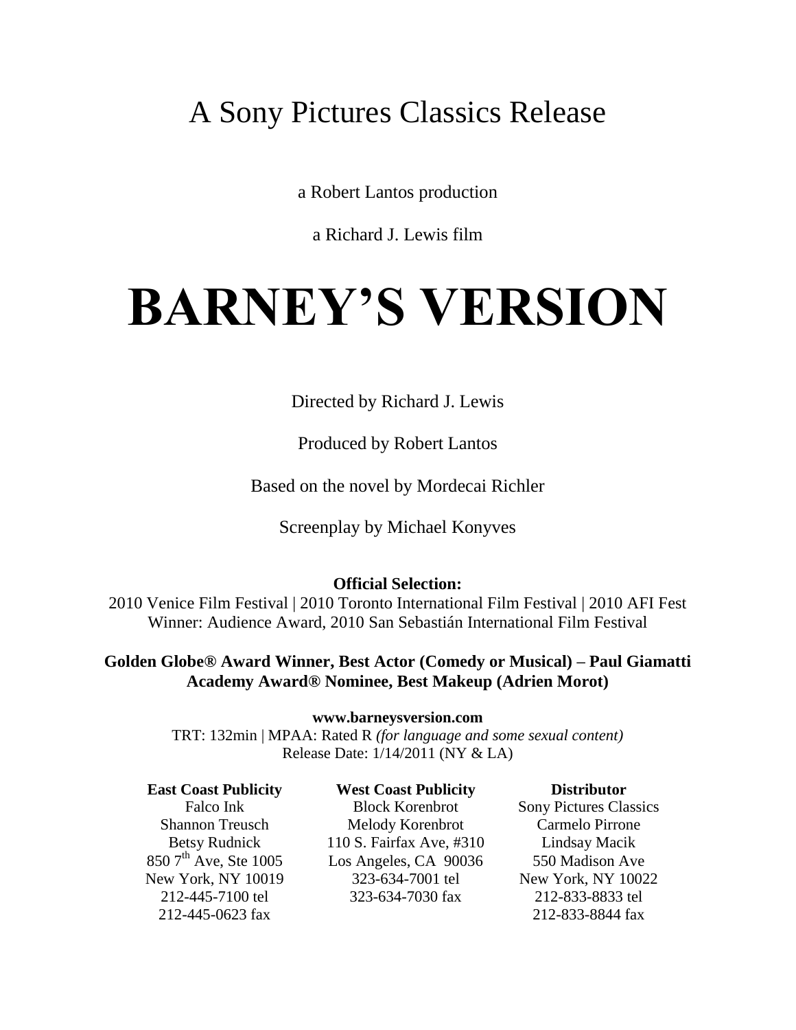A Sony Pictures Classics Release

a Robert Lantos production

a Richard J. Lewis film

# BARNEY'S VERSION

Directed by Richard J. Lewis

Produced by Robert Lantos

Based on the novel by Mordecai Richler

Screenplay by Michael Konyves

**Official Selection:**

2010 Venice Film Festival | 2010 Toronto International Film Festival | 2010 AFI Fest

Winner: Audience Award, 2010 San Sebastián International Film Festival

**Golden Globe® Award Winner, Best Actor (Comedy or Musical) – Paul Giamatti**

**Academy Award® Nominee, Best Makeup (Adrien Morot)**

**www.barneysversion.com**

TRT: 132min | MPAA: Rated R *(for language and some sexual content)*

Release Date: 1/14/2011 (NY & LA)

**East Coast Publicity**
Falco Ink
Shannon Treusch
Betsy Rudnick
850 7th Ave, Ste 1005
New York, NY 10019
212-445-7100 tel
212-445-0623 fax

**West Coast Publicity**
Block Korenbrot
Melody Korenbrot
110 S. Fairfax Ave, #310
Los Angeles, CA 90036
323-634-7001 tel
323-634-7030 fax

**Distributor**
Sony Pictures Classics
Carmelo Pirrone
Lindsay Macik
550 Madison Ave
New York, NY 10022
212-833-8833 tel
212-833-8844 fax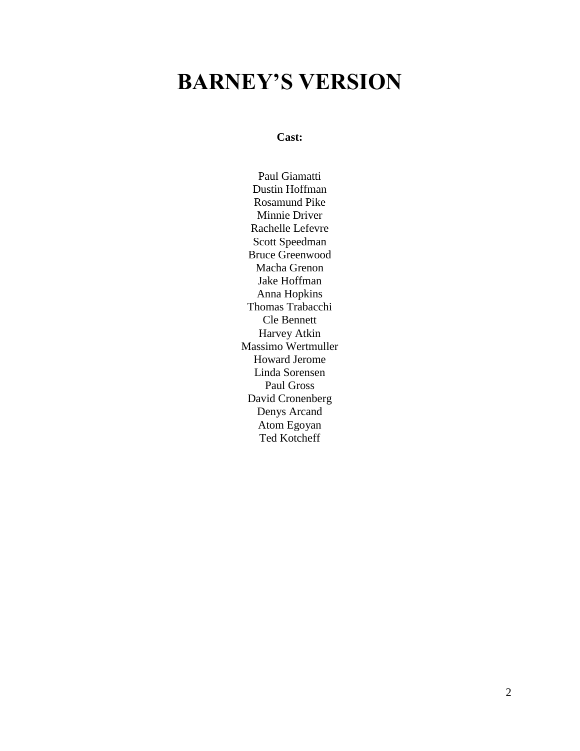# BARNEY'S VERSION

**Cast:**

Paul Giamatti
Dustin Hoffman
Rosamund Pike
Minnie Driver
Rachelle Lefevre
Scott Speedman
Bruce Greenwood
Macha Grenon
Jake Hoffman
Anna Hopkins
Thomas Trabacchi
Cle Bennett
Harvey Atkin
Massimo Wertmuller
Howard Jerome
Linda Sorensen
Paul Gross
David Cronenberg
Denys Arcand
Atom Egoyan
Ted Kotcheff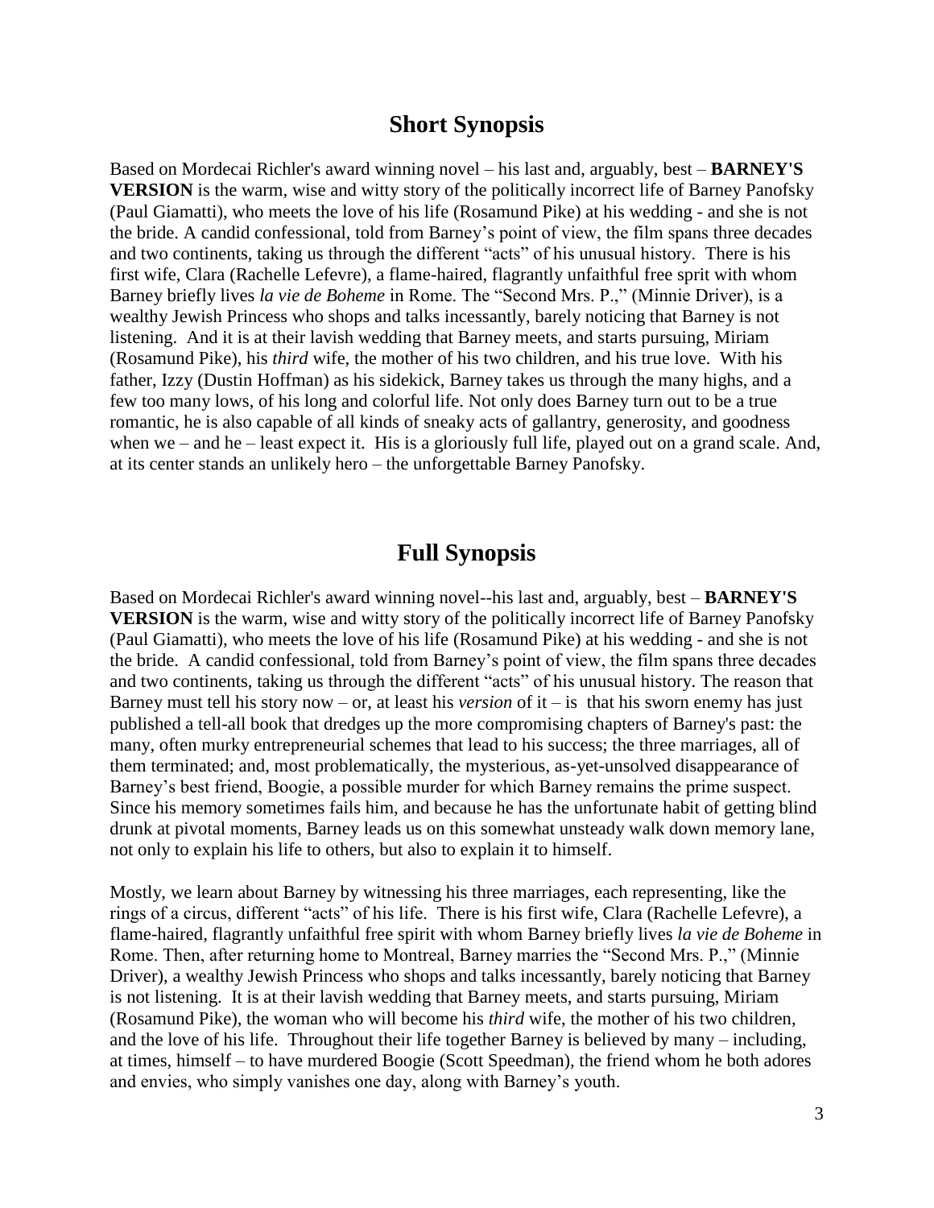## Short Synopsis

Based on Mordecai Richler's award winning novel – his last and, arguably, best – **BARNEY'S VERSION** is the warm, wise and witty story of the politically incorrect life of Barney Panofsky (Paul Giamatti), who meets the love of his life (Rosamund Pike) at his wedding - and she is not the bride. A candid confessional, told from Barney's point of view, the film spans three decades and two continents, taking us through the different "acts" of his unusual history. There is his first wife, Clara (Rachelle Lefevre), a flame-haired, flagrantly unfaithful free sprit with whom Barney briefly lives *la vie de Boheme* in Rome. The "Second Mrs. P.," (Minnie Driver), is a wealthy Jewish Princess who shops and talks incessantly, barely noticing that Barney is not listening. And it is at their lavish wedding that Barney meets, and starts pursuing, Miriam (Rosamund Pike), his *third* wife, the mother of his two children, and his true love. With his father, Izzy (Dustin Hoffman) as his sidekick, Barney takes us through the many highs, and a few too many lows, of his long and colorful life. Not only does Barney turn out to be a true romantic, he is also capable of all kinds of sneaky acts of gallantry, generosity, and goodness when we – and he – least expect it. His is a gloriously full life, played out on a grand scale. And, at its center stands an unlikely hero – the unforgettable Barney Panofsky.

## Full Synopsis

Based on Mordecai Richler's award winning novel--his last and, arguably, best – **BARNEY'S VERSION** is the warm, wise and witty story of the politically incorrect life of Barney Panofsky (Paul Giamatti), who meets the love of his life (Rosamund Pike) at his wedding - and she is not the bride. A candid confessional, told from Barney's point of view, the film spans three decades and two continents, taking us through the different "acts" of his unusual history. The reason that Barney must tell his story now – or, at least his *version* of it – is that his sworn enemy has just published a tell-all book that dredges up the more compromising chapters of Barney's past: the many, often murky entrepreneurial schemes that lead to his success; the three marriages, all of them terminated; and, most problematically, the mysterious, as-yet-unsolved disappearance of Barney's best friend, Boogie, a possible murder for which Barney remains the prime suspect. Since his memory sometimes fails him, and because he has the unfortunate habit of getting blind drunk at pivotal moments, Barney leads us on this somewhat unsteady walk down memory lane, not only to explain his life to others, but also to explain it to himself.

Mostly, we learn about Barney by witnessing his three marriages, each representing, like the rings of a circus, different "acts" of his life. There is his first wife, Clara (Rachelle Lefevre), a flame-haired, flagrantly unfaithful free spirit with whom Barney briefly lives *la vie de Boheme* in Rome. Then, after returning home to Montreal, Barney marries the "Second Mrs. P.," (Minnie Driver), a wealthy Jewish Princess who shops and talks incessantly, barely noticing that Barney is not listening. It is at their lavish wedding that Barney meets, and starts pursuing, Miriam (Rosamund Pike), the woman who will become his *third* wife, the mother of his two children, and the love of his life. Throughout their life together Barney is believed by many – including, at times, himself – to have murdered Boogie (Scott Speedman), the friend whom he both adores and envies, who simply vanishes one day, along with Barney's youth.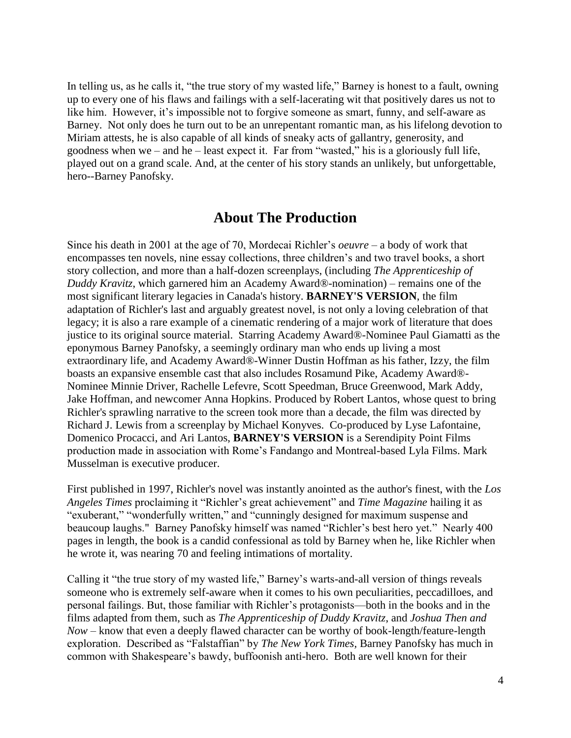In telling us, as he calls it, "the true story of my wasted life," Barney is honest to a fault, owning up to every one of his flaws and failings with a self-lacerating wit that positively dares us not to like him. However, it's impossible not to forgive someone as smart, funny, and self-aware as Barney. Not only does he turn out to be an unrepentant romantic man, as his lifelong devotion to Miriam attests, he is also capable of all kinds of sneaky acts of gallantry, generosity, and goodness when we – and he – least expect it. Far from "wasted," his is a gloriously full life, played out on a grand scale. And, at the center of his story stands an unlikely, but unforgettable, hero--Barney Panofsky.

## About The Production

Since his death in 2001 at the age of 70, Mordecai Richler's *oeuvre* – a body of work that encompasses ten novels, nine essay collections, three children's and two travel books, a short story collection, and more than a half-dozen screenplays, (including *The Apprenticeship of Duddy Kravitz*, which garnered him an Academy Award®-nomination) – remains one of the most significant literary legacies in Canada's history. **BARNEY'S VERSION**, the film adaptation of Richler's last and arguably greatest novel, is not only a loving celebration of that legacy; it is also a rare example of a cinematic rendering of a major work of literature that does justice to its original source material. Starring Academy Award®-Nominee Paul Giamatti as the eponymous Barney Panofsky, a seemingly ordinary man who ends up living a most extraordinary life, and Academy Award®-Winner Dustin Hoffman as his father, Izzy, the film boasts an expansive ensemble cast that also includes Rosamund Pike, Academy Award®-Nominee Minnie Driver, Rachelle Lefevre, Scott Speedman, Bruce Greenwood, Mark Addy, Jake Hoffman, and newcomer Anna Hopkins. Produced by Robert Lantos, whose quest to bring Richler's sprawling narrative to the screen took more than a decade, the film was directed by Richard J. Lewis from a screenplay by Michael Konyves. Co-produced by Lyse Lafontaine, Domenico Procacci, and Ari Lantos, **BARNEY'S VERSION** is a Serendipity Point Films production made in association with Rome's Fandango and Montreal-based Lyla Films. Mark Musselman is executive producer.

First published in 1997, Richler's novel was instantly anointed as the author's finest, with the *Los Angeles Times* proclaiming it "Richler's great achievement" and *Time Magazine* hailing it as "exuberant," "wonderfully written," and "cunningly designed for maximum suspense and beaucoup laughs." Barney Panofsky himself was named "Richler's best hero yet." Nearly 400 pages in length, the book is a candid confessional as told by Barney when he, like Richler when he wrote it, was nearing 70 and feeling intimations of mortality.

Calling it "the true story of my wasted life," Barney's warts-and-all version of things reveals someone who is extremely self-aware when it comes to his own peculiarities, peccadilloes, and personal failings. But, those familiar with Richler's protagonists—both in the books and in the films adapted from them, such as *The Apprenticeship of Duddy Kravitz*, and *Joshua Then and Now* – know that even a deeply flawed character can be worthy of book-length/feature-length exploration. Described as "Falstaffian" by *The New York Times*, Barney Panofsky has much in common with Shakespeare's bawdy, buffoonish anti-hero. Both are well known for their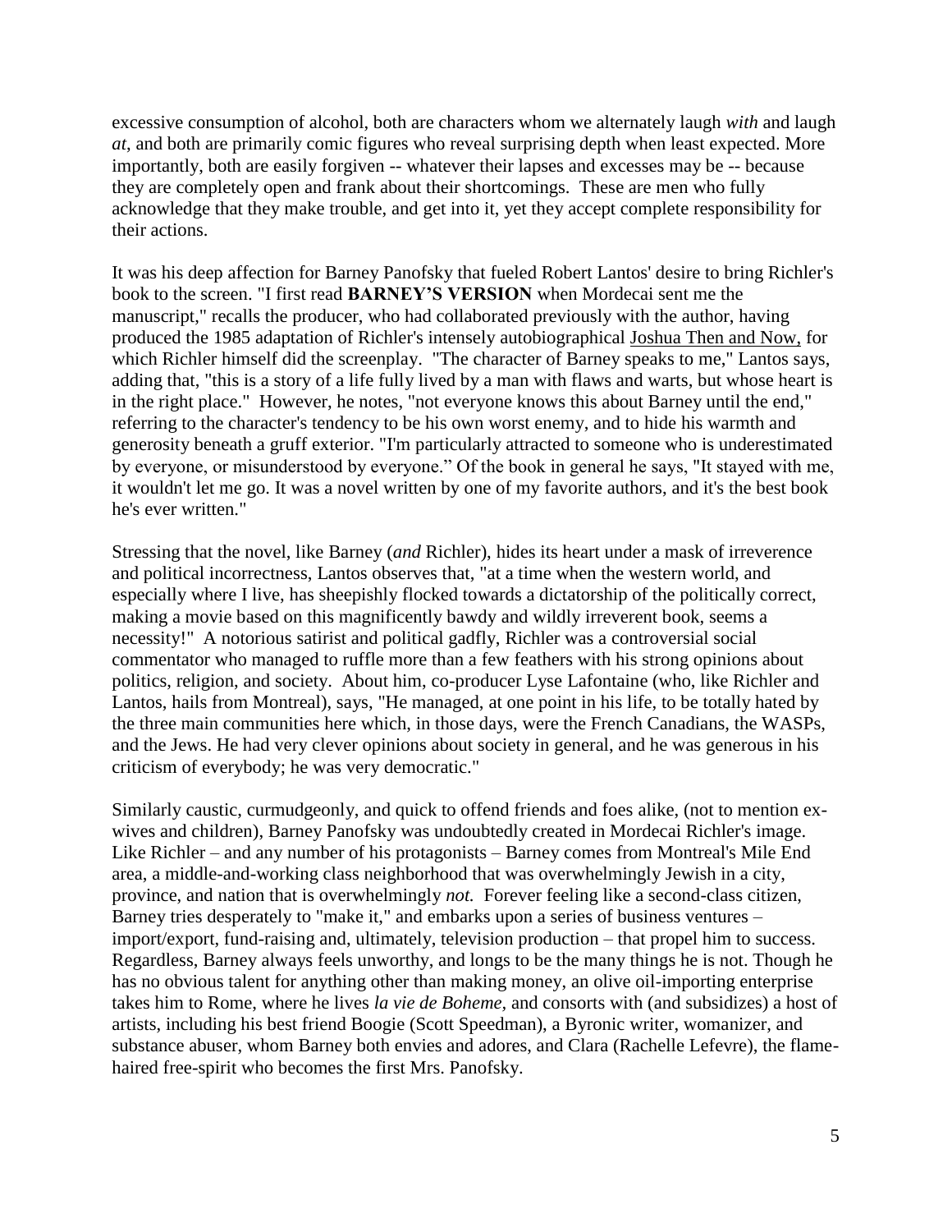excessive consumption of alcohol, both are characters whom we alternately laugh *with* and laugh *at*, and both are primarily comic figures who reveal surprising depth when least expected. More importantly, both are easily forgiven -- whatever their lapses and excesses may be -- because they are completely open and frank about their shortcomings. These are men who fully acknowledge that they make trouble, and get into it, yet they accept complete responsibility for their actions.

It was his deep affection for Barney Panofsky that fueled Robert Lantos' desire to bring Richler's book to the screen. "I first read **BARNEY'S VERSION** when Mordecai sent me the manuscript," recalls the producer, who had collaborated previously with the author, having produced the 1985 adaptation of Richler's intensely autobiographical Joshua Then and Now, for which Richler himself did the screenplay. "The character of Barney speaks to me," Lantos says, adding that, "this is a story of a life fully lived by a man with flaws and warts, but whose heart is in the right place." However, he notes, "not everyone knows this about Barney until the end," referring to the character's tendency to be his own worst enemy, and to hide his warmth and generosity beneath a gruff exterior. "I'm particularly attracted to someone who is underestimated by everyone, or misunderstood by everyone." Of the book in general he says, "It stayed with me, it wouldn't let me go. It was a novel written by one of my favorite authors, and it's the best book he's ever written."

Stressing that the novel, like Barney (*and* Richler), hides its heart under a mask of irreverence and political incorrectness, Lantos observes that, "at a time when the western world, and especially where I live, has sheepishly flocked towards a dictatorship of the politically correct, making a movie based on this magnificently bawdy and wildly irreverent book, seems a necessity!" A notorious satirist and political gadfly, Richler was a controversial social commentator who managed to ruffle more than a few feathers with his strong opinions about politics, religion, and society. About him, co-producer Lyse Lafontaine (who, like Richler and Lantos, hails from Montreal), says, "He managed, at one point in his life, to be totally hated by the three main communities here which, in those days, were the French Canadians, the WASPs, and the Jews. He had very clever opinions about society in general, and he was generous in his criticism of everybody; he was very democratic."

Similarly caustic, curmudgeonly, and quick to offend friends and foes alike, (not to mention ex-wives and children), Barney Panofsky was undoubtedly created in Mordecai Richler's image. Like Richler – and any number of his protagonists – Barney comes from Montreal's Mile End area, a middle-and-working class neighborhood that was overwhelmingly Jewish in a city, province, and nation that is overwhelmingly *not.* Forever feeling like a second-class citizen, Barney tries desperately to "make it," and embarks upon a series of business ventures – import/export, fund-raising and, ultimately, television production – that propel him to success. Regardless, Barney always feels unworthy, and longs to be the many things he is not. Though he has no obvious talent for anything other than making money, an olive oil-importing enterprise takes him to Rome, where he lives *la vie de Boheme*, and consorts with (and subsidizes) a host of artists, including his best friend Boogie (Scott Speedman), a Byronic writer, womanizer, and substance abuser, whom Barney both envies and adores, and Clara (Rachelle Lefevre), the flame-haired free-spirit who becomes the first Mrs. Panofsky.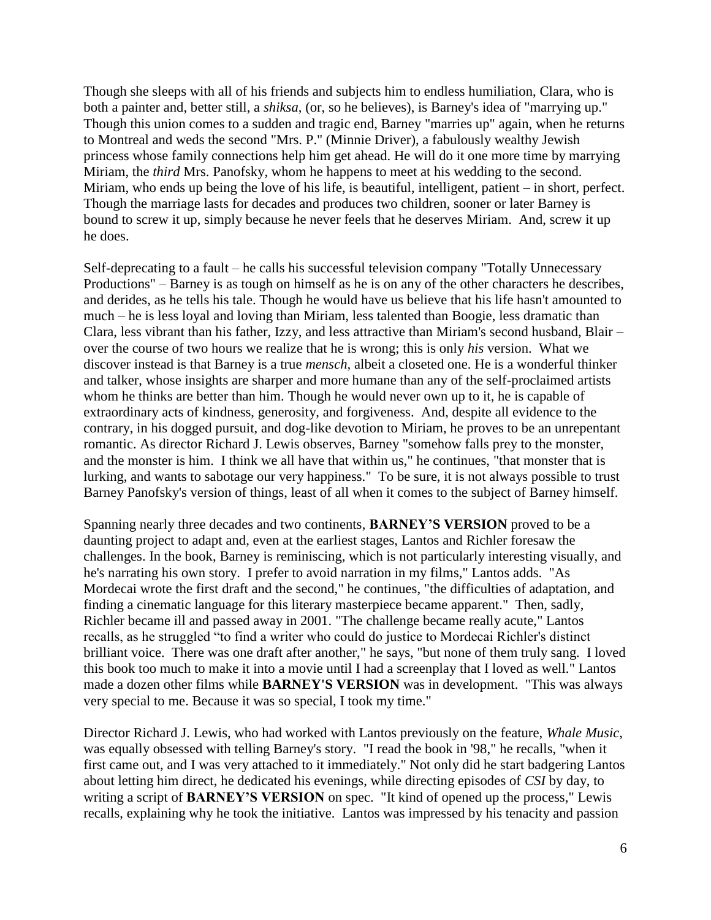Though she sleeps with all of his friends and subjects him to endless humiliation, Clara, who is both a painter and, better still, a *shiksa*, (or, so he believes), is Barney's idea of "marrying up." Though this union comes to a sudden and tragic end, Barney "marries up" again, when he returns to Montreal and weds the second "Mrs. P." (Minnie Driver), a fabulously wealthy Jewish princess whose family connections help him get ahead. He will do it one more time by marrying Miriam, the *third* Mrs. Panofsky, whom he happens to meet at his wedding to the second. Miriam, who ends up being the love of his life, is beautiful, intelligent, patient – in short, perfect. Though the marriage lasts for decades and produces two children, sooner or later Barney is bound to screw it up, simply because he never feels that he deserves Miriam. And, screw it up he does.

Self-deprecating to a fault – he calls his successful television company "Totally Unnecessary Productions" – Barney is as tough on himself as he is on any of the other characters he describes, and derides, as he tells his tale. Though he would have us believe that his life hasn't amounted to much – he is less loyal and loving than Miriam, less talented than Boogie, less dramatic than Clara, less vibrant than his father, Izzy, and less attractive than Miriam's second husband, Blair – over the course of two hours we realize that he is wrong; this is only *his* version. What we discover instead is that Barney is a true *mensch*, albeit a closeted one. He is a wonderful thinker and talker, whose insights are sharper and more humane than any of the self-proclaimed artists whom he thinks are better than him. Though he would never own up to it, he is capable of extraordinary acts of kindness, generosity, and forgiveness. And, despite all evidence to the contrary, in his dogged pursuit, and dog-like devotion to Miriam, he proves to be an unrepentant romantic. As director Richard J. Lewis observes, Barney "somehow falls prey to the monster, and the monster is him. I think we all have that within us," he continues, "that monster that is lurking, and wants to sabotage our very happiness." To be sure, it is not always possible to trust Barney Panofsky's version of things, least of all when it comes to the subject of Barney himself.

Spanning nearly three decades and two continents, **BARNEY'S VERSION** proved to be a daunting project to adapt and, even at the earliest stages, Lantos and Richler foresaw the challenges. In the book, Barney is reminiscing, which is not particularly interesting visually, and he's narrating his own story. I prefer to avoid narration in my films," Lantos adds. "As Mordecai wrote the first draft and the second," he continues, "the difficulties of adaptation, and finding a cinematic language for this literary masterpiece became apparent." Then, sadly, Richler became ill and passed away in 2001. "The challenge became really acute," Lantos recalls, as he struggled "to find a writer who could do justice to Mordecai Richler's distinct brilliant voice. There was one draft after another," he says, "but none of them truly sang. I loved this book too much to make it into a movie until I had a screenplay that I loved as well." Lantos made a dozen other films while **BARNEY'S VERSION** was in development. "This was always very special to me. Because it was so special, I took my time."

Director Richard J. Lewis, who had worked with Lantos previously on the feature, *Whale Music*, was equally obsessed with telling Barney's story. "I read the book in '98," he recalls, "when it first came out, and I was very attached to it immediately." Not only did he start badgering Lantos about letting him direct, he dedicated his evenings, while directing episodes of *CSI* by day, to writing a script of **BARNEY'S VERSION** on spec. "It kind of opened up the process," Lewis recalls, explaining why he took the initiative. Lantos was impressed by his tenacity and passion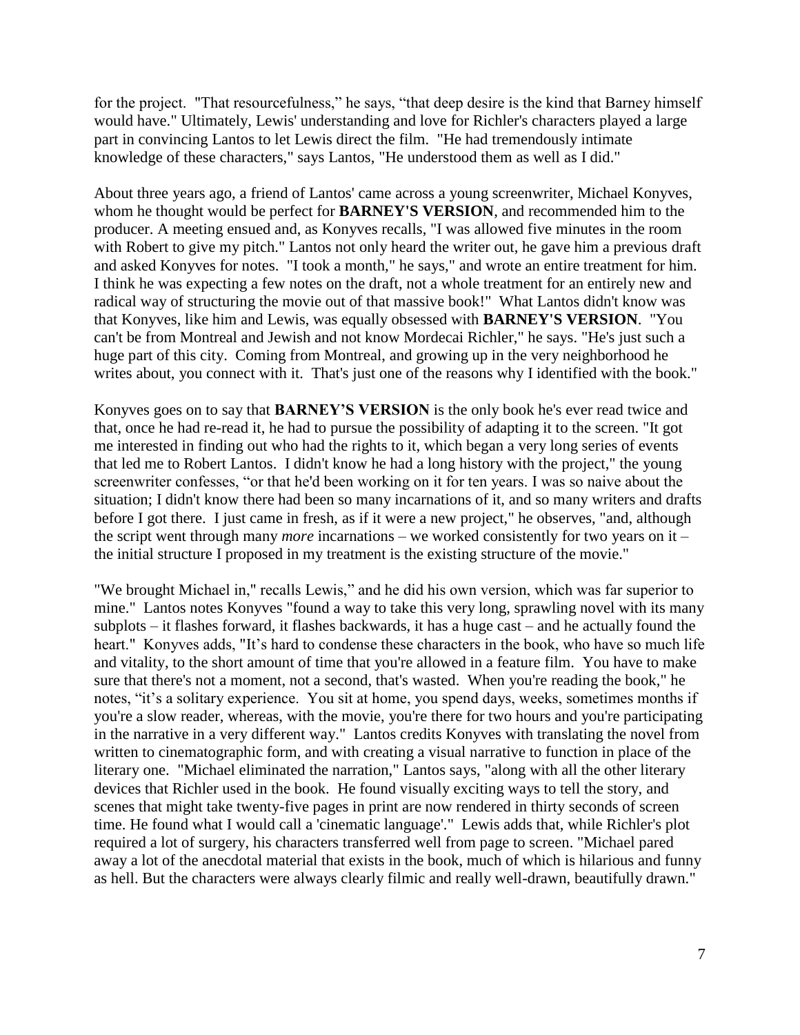for the project. "That resourcefulness," he says, "that deep desire is the kind that Barney himself would have." Ultimately, Lewis' understanding and love for Richler's characters played a large part in convincing Lantos to let Lewis direct the film. "He had tremendously intimate knowledge of these characters," says Lantos, "He understood them as well as I did."

About three years ago, a friend of Lantos' came across a young screenwriter, Michael Konyves, whom he thought would be perfect for **BARNEY'S VERSION**, and recommended him to the producer. A meeting ensued and, as Konyves recalls, "I was allowed five minutes in the room with Robert to give my pitch." Lantos not only heard the writer out, he gave him a previous draft and asked Konyves for notes. "I took a month," he says," and wrote an entire treatment for him. I think he was expecting a few notes on the draft, not a whole treatment for an entirely new and radical way of structuring the movie out of that massive book!" What Lantos didn't know was that Konyves, like him and Lewis, was equally obsessed with **BARNEY'S VERSION**. "You can't be from Montreal and Jewish and not know Mordecai Richler," he says. "He's just such a huge part of this city. Coming from Montreal, and growing up in the very neighborhood he writes about, you connect with it. That's just one of the reasons why I identified with the book."

Konyves goes on to say that **BARNEY'S VERSION** is the only book he's ever read twice and that, once he had re-read it, he had to pursue the possibility of adapting it to the screen. "It got me interested in finding out who had the rights to it, which began a very long series of events that led me to Robert Lantos. I didn't know he had a long history with the project," the young screenwriter confesses, "or that he'd been working on it for ten years. I was so naive about the situation; I didn't know there had been so many incarnations of it, and so many writers and drafts before I got there. I just came in fresh, as if it were a new project," he observes, "and, although the script went through many *more* incarnations – we worked consistently for two years on it – the initial structure I proposed in my treatment is the existing structure of the movie."

"We brought Michael in," recalls Lewis," and he did his own version, which was far superior to mine." Lantos notes Konyves "found a way to take this very long, sprawling novel with its many subplots – it flashes forward, it flashes backwards, it has a huge cast – and he actually found the heart." Konyves adds, "It's hard to condense these characters in the book, who have so much life and vitality, to the short amount of time that you're allowed in a feature film. You have to make sure that there's not a moment, not a second, that's wasted. When you're reading the book," he notes, "it's a solitary experience. You sit at home, you spend days, weeks, sometimes months if you're a slow reader, whereas, with the movie, you're there for two hours and you're participating in the narrative in a very different way." Lantos credits Konyves with translating the novel from written to cinematographic form, and with creating a visual narrative to function in place of the literary one. "Michael eliminated the narration," Lantos says, "along with all the other literary devices that Richler used in the book. He found visually exciting ways to tell the story, and scenes that might take twenty-five pages in print are now rendered in thirty seconds of screen time. He found what I would call a 'cinematic language'." Lewis adds that, while Richler's plot required a lot of surgery, his characters transferred well from page to screen. "Michael pared away a lot of the anecdotal material that exists in the book, much of which is hilarious and funny as hell. But the characters were always clearly filmic and really well-drawn, beautifully drawn."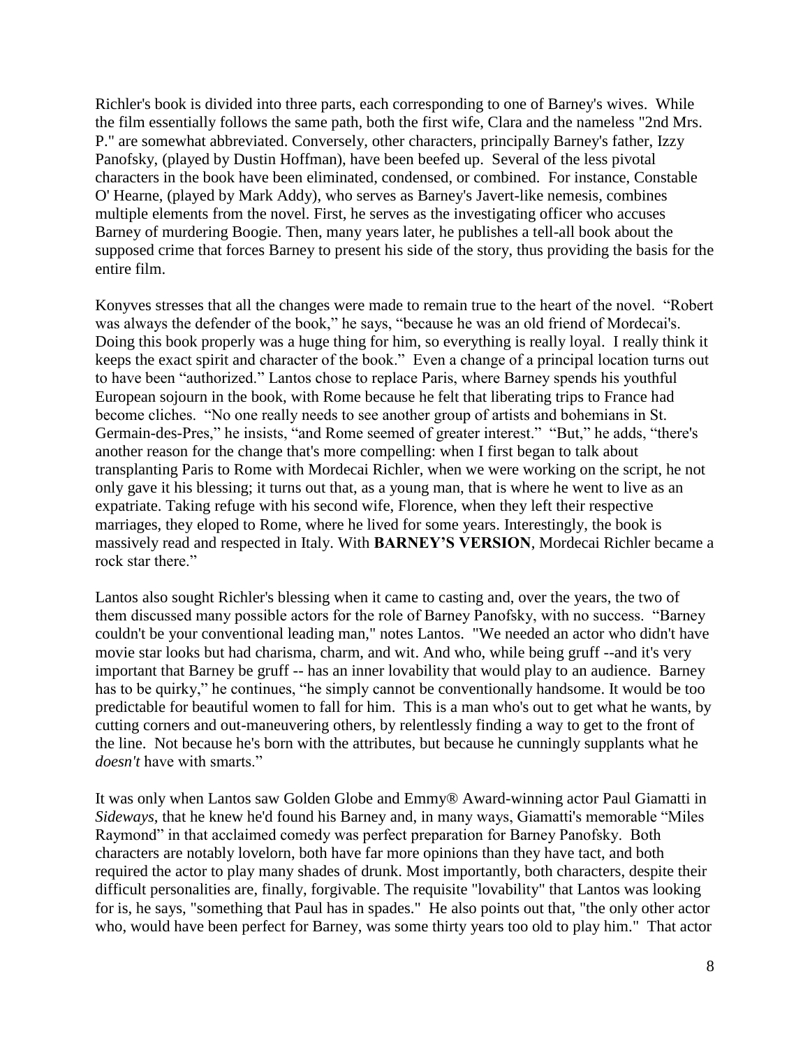Richler's book is divided into three parts, each corresponding to one of Barney's wives. While the film essentially follows the same path, both the first wife, Clara and the nameless "2nd Mrs. P." are somewhat abbreviated. Conversely, other characters, principally Barney's father, Izzy Panofsky, (played by Dustin Hoffman), have been beefed up. Several of the less pivotal characters in the book have been eliminated, condensed, or combined. For instance, Constable O' Hearne, (played by Mark Addy), who serves as Barney's Javert-like nemesis, combines multiple elements from the novel. First, he serves as the investigating officer who accuses Barney of murdering Boogie. Then, many years later, he publishes a tell-all book about the supposed crime that forces Barney to present his side of the story, thus providing the basis for the entire film.

Konyves stresses that all the changes were made to remain true to the heart of the novel. "Robert was always the defender of the book," he says, "because he was an old friend of Mordecai's. Doing this book properly was a huge thing for him, so everything is really loyal. I really think it keeps the exact spirit and character of the book." Even a change of a principal location turns out to have been "authorized." Lantos chose to replace Paris, where Barney spends his youthful European sojourn in the book, with Rome because he felt that liberating trips to France had become cliches. "No one really needs to see another group of artists and bohemians in St. Germain-des-Pres," he insists, "and Rome seemed of greater interest." "But," he adds, "there's another reason for the change that's more compelling: when I first began to talk about transplanting Paris to Rome with Mordecai Richler, when we were working on the script, he not only gave it his blessing; it turns out that, as a young man, that is where he went to live as an expatriate. Taking refuge with his second wife, Florence, when they left their respective marriages, they eloped to Rome, where he lived for some years. Interestingly, the book is massively read and respected in Italy. With **BARNEY'S VERSION**, Mordecai Richler became a rock star there."

Lantos also sought Richler's blessing when it came to casting and, over the years, the two of them discussed many possible actors for the role of Barney Panofsky, with no success. "Barney couldn't be your conventional leading man," notes Lantos. "We needed an actor who didn't have movie star looks but had charisma, charm, and wit. And who, while being gruff --and it's very important that Barney be gruff -- has an inner lovability that would play to an audience. Barney has to be quirky," he continues, "he simply cannot be conventionally handsome. It would be too predictable for beautiful women to fall for him. This is a man who's out to get what he wants, by cutting corners and out-maneuvering others, by relentlessly finding a way to get to the front of the line. Not because he's born with the attributes, but because he cunningly supplants what he *doesn't* have with smarts."

It was only when Lantos saw Golden Globe and Emmy® Award-winning actor Paul Giamatti in *Sideways*, that he knew he'd found his Barney and, in many ways, Giamatti's memorable "Miles Raymond" in that acclaimed comedy was perfect preparation for Barney Panofsky. Both characters are notably lovelorn, both have far more opinions than they have tact, and both required the actor to play many shades of drunk. Most importantly, both characters, despite their difficult personalities are, finally, forgivable. The requisite "lovability" that Lantos was looking for is, he says, "something that Paul has in spades." He also points out that, "the only other actor who, would have been perfect for Barney, was some thirty years too old to play him." That actor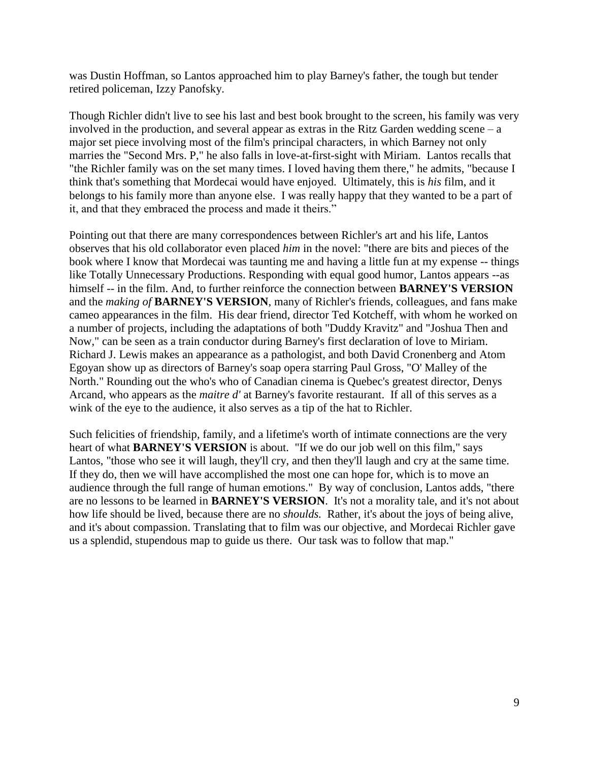was Dustin Hoffman, so Lantos approached him to play Barney's father, the tough but tender retired policeman, Izzy Panofsky.

Though Richler didn't live to see his last and best book brought to the screen, his family was very involved in the production, and several appear as extras in the Ritz Garden wedding scene – a major set piece involving most of the film's principal characters, in which Barney not only marries the "Second Mrs. P," he also falls in love-at-first-sight with Miriam. Lantos recalls that "the Richler family was on the set many times. I loved having them there," he admits, "because I think that's something that Mordecai would have enjoyed. Ultimately, this is *his* film, and it belongs to his family more than anyone else. I was really happy that they wanted to be a part of it, and that they embraced the process and made it theirs."

Pointing out that there are many correspondences between Richler's art and his life, Lantos observes that his old collaborator even placed *him* in the novel: "there are bits and pieces of the book where I know that Mordecai was taunting me and having a little fun at my expense -- things like Totally Unnecessary Productions. Responding with equal good humor, Lantos appears --as himself -- in the film. And, to further reinforce the connection between **BARNEY'S VERSION** and the *making of* **BARNEY'S VERSION**, many of Richler's friends, colleagues, and fans make cameo appearances in the film. His dear friend, director Ted Kotcheff, with whom he worked on a number of projects, including the adaptations of both "Duddy Kravitz" and "Joshua Then and Now," can be seen as a train conductor during Barney's first declaration of love to Miriam. Richard J. Lewis makes an appearance as a pathologist, and both David Cronenberg and Atom Egoyan show up as directors of Barney's soap opera starring Paul Gross, "O' Malley of the North." Rounding out the who's who of Canadian cinema is Quebec's greatest director, Denys Arcand, who appears as the *maitre d'* at Barney's favorite restaurant. If all of this serves as a wink of the eye to the audience, it also serves as a tip of the hat to Richler.

Such felicities of friendship, family, and a lifetime's worth of intimate connections are the very heart of what **BARNEY'S VERSION** is about. "If we do our job well on this film," says Lantos, "those who see it will laugh, they'll cry, and then they'll laugh and cry at the same time. If they do, then we will have accomplished the most one can hope for, which is to move an audience through the full range of human emotions." By way of conclusion, Lantos adds, "there are no lessons to be learned in **BARNEY'S VERSION**. It's not a morality tale, and it's not about how life should be lived, because there are no *shoulds.* Rather, it's about the joys of being alive, and it's about compassion. Translating that to film was our objective, and Mordecai Richler gave us a splendid, stupendous map to guide us there. Our task was to follow that map."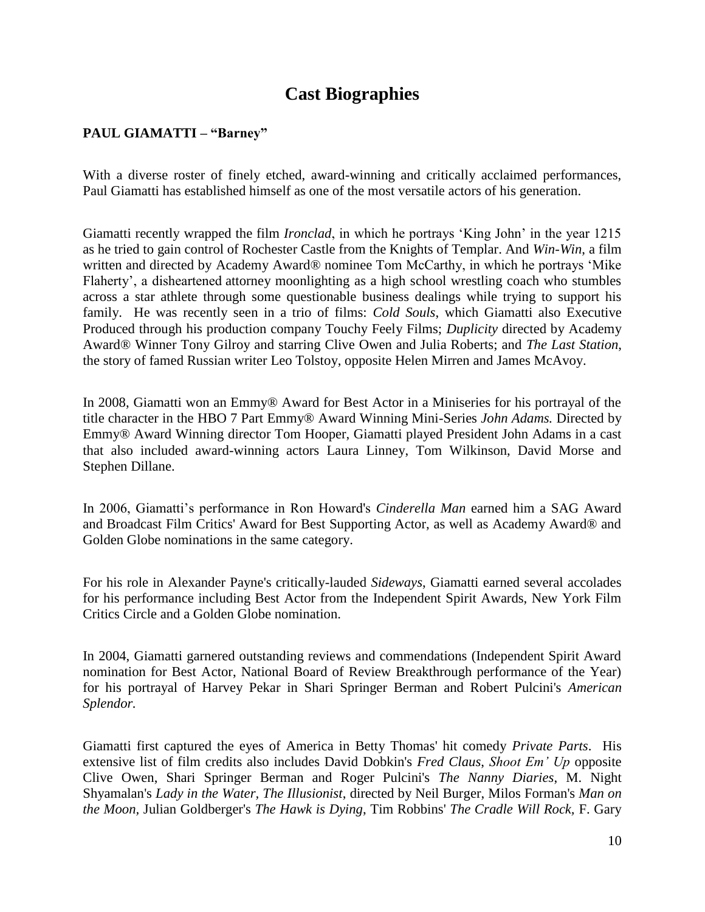# Cast Biographies

**PAUL GIAMATTI – "Barney"**

With a diverse roster of finely etched, award-winning and critically acclaimed performances, Paul Giamatti has established himself as one of the most versatile actors of his generation.

Giamatti recently wrapped the film *Ironclad*, in which he portrays 'King John' in the year 1215 as he tried to gain control of Rochester Castle from the Knights of Templar. And *Win-Win*, a film written and directed by Academy Award® nominee Tom McCarthy, in which he portrays 'Mike Flaherty', a disheartened attorney moonlighting as a high school wrestling coach who stumbles across a star athlete through some questionable business dealings while trying to support his family. He was recently seen in a trio of films: *Cold Souls*, which Giamatti also Executive Produced through his production company Touchy Feely Films; *Duplicity* directed by Academy Award® Winner Tony Gilroy and starring Clive Owen and Julia Roberts; and *The Last Station*, the story of famed Russian writer Leo Tolstoy, opposite Helen Mirren and James McAvoy.

In 2008, Giamatti won an Emmy® Award for Best Actor in a Miniseries for his portrayal of the title character in the HBO 7 Part Emmy® Award Winning Mini-Series *John Adams.* Directed by Emmy® Award Winning director Tom Hooper, Giamatti played President John Adams in a cast that also included award-winning actors Laura Linney, Tom Wilkinson, David Morse and Stephen Dillane.

In 2006, Giamatti's performance in Ron Howard's *Cinderella Man* earned him a SAG Award and Broadcast Film Critics' Award for Best Supporting Actor, as well as Academy Award® and Golden Globe nominations in the same category.

For his role in Alexander Payne's critically-lauded *Sideways*, Giamatti earned several accolades for his performance including Best Actor from the Independent Spirit Awards, New York Film Critics Circle and a Golden Globe nomination.

In 2004, Giamatti garnered outstanding reviews and commendations (Independent Spirit Award nomination for Best Actor, National Board of Review Breakthrough performance of the Year) for his portrayal of Harvey Pekar in Shari Springer Berman and Robert Pulcini's *American Splendor.*

Giamatti first captured the eyes of America in Betty Thomas' hit comedy *Private Parts*. His extensive list of film credits also includes David Dobkin's *Fred Claus, Shoot Em' Up* opposite Clive Owen, Shari Springer Berman and Roger Pulcini's *The Nanny Diaries*, M. Night Shyamalan's *Lady in the Water*, *The Illusionist*, directed by Neil Burger, Milos Forman's *Man on the Moon,* Julian Goldberger's *The Hawk is Dying*, Tim Robbins' *The Cradle Will Rock,* F. Gary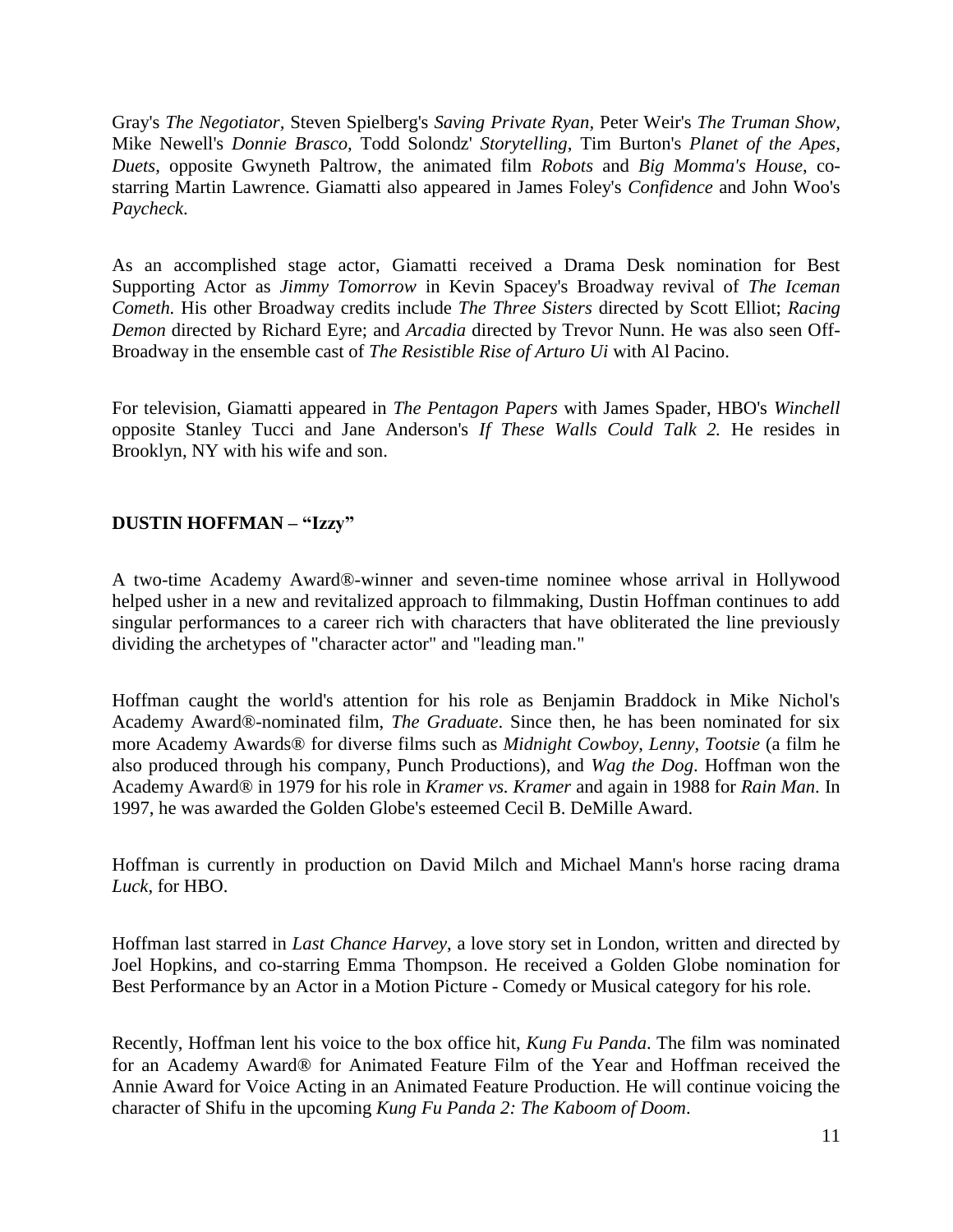Gray's *The Negotiator,* Steven Spielberg's *Saving Private Ryan,* Peter Weir's *The Truman Show*, Mike Newell's *Donnie Brasco,* Todd Solondz' *Storytelling,* Tim Burton's *Planet of the Apes, Duets*, opposite Gwyneth Paltrow, the animated film *Robots* and *Big Momma's House*, co-starring Martin Lawrence. Giamatti also appeared in James Foley's *Confidence* and John Woo's *Paycheck*.

As an accomplished stage actor, Giamatti received a Drama Desk nomination for Best Supporting Actor as *Jimmy Tomorrow* in Kevin Spacey's Broadway revival of *The Iceman Cometh.* His other Broadway credits include *The Three Sisters* directed by Scott Elliot; *Racing Demon* directed by Richard Eyre; and *Arcadia* directed by Trevor Nunn. He was also seen Off-Broadway in the ensemble cast of *The Resistible Rise of Arturo Ui* with Al Pacino.

For television, Giamatti appeared in *The Pentagon Papers* with James Spader, HBO's *Winchell* opposite Stanley Tucci and Jane Anderson's *If These Walls Could Talk 2.* He resides in Brooklyn, NY with his wife and son.

**DUSTIN HOFFMAN – "Izzy"**

A two-time Academy Award®-winner and seven-time nominee whose arrival in Hollywood helped usher in a new and revitalized approach to filmmaking, Dustin Hoffman continues to add singular performances to a career rich with characters that have obliterated the line previously dividing the archetypes of "character actor" and "leading man."

Hoffman caught the world's attention for his role as Benjamin Braddock in Mike Nichol's Academy Award®-nominated film, *The Graduate*. Since then, he has been nominated for six more Academy Awards® for diverse films such as *Midnight Cowboy*, *Lenny*, *Tootsie* (a film he also produced through his company, Punch Productions), and *Wag the Dog*. Hoffman won the Academy Award® in 1979 for his role in *Kramer vs. Kramer* and again in 1988 for *Rain Man*. In 1997, he was awarded the Golden Globe's esteemed Cecil B. DeMille Award.

Hoffman is currently in production on David Milch and Michael Mann's horse racing drama *Luck*, for HBO.

Hoffman last starred in *Last Chance Harvey*, a love story set in London, written and directed by Joel Hopkins, and co-starring Emma Thompson. He received a Golden Globe nomination for Best Performance by an Actor in a Motion Picture - Comedy or Musical category for his role.

Recently, Hoffman lent his voice to the box office hit, *Kung Fu Panda*. The film was nominated for an Academy Award® for Animated Feature Film of the Year and Hoffman received the Annie Award for Voice Acting in an Animated Feature Production. He will continue voicing the character of Shifu in the upcoming *Kung Fu Panda 2: The Kaboom of Doom*.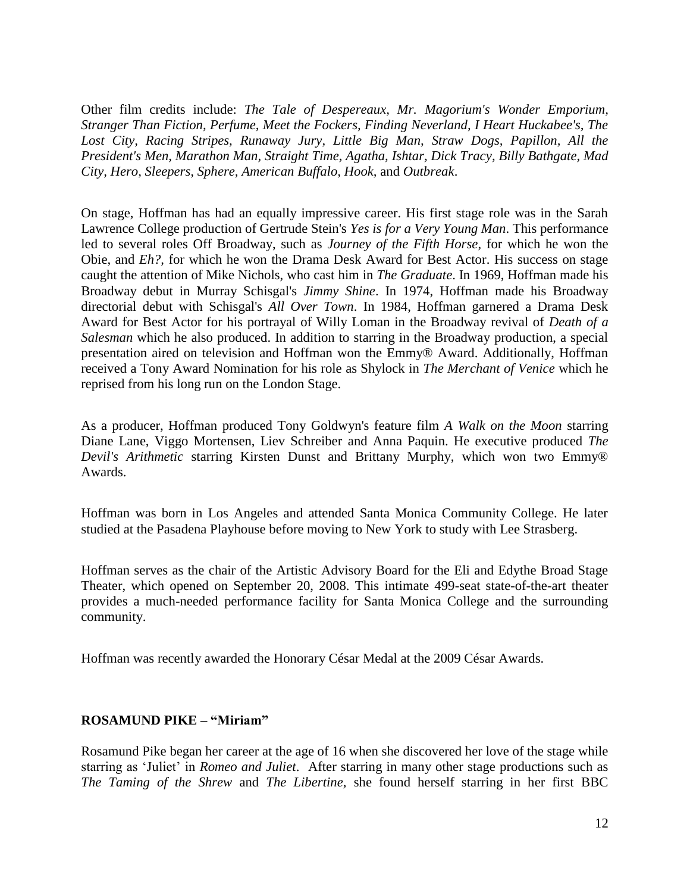Other film credits include: *The Tale of Despereaux, Mr. Magorium's Wonder Emporium, Stranger Than Fiction, Perfume, Meet the Fockers, Finding Neverland, I Heart Huckabee's, The Lost City, Racing Stripes, Runaway Jury, Little Big Man, Straw Dogs, Papillon, All the President's Men, Marathon Man, Straight Time, Agatha, Ishtar, Dick Tracy, Billy Bathgate, Mad City, Hero, Sleepers, Sphere, American Buffalo, Hook,* and *Outbreak*.

On stage, Hoffman has had an equally impressive career. His first stage role was in the Sarah Lawrence College production of Gertrude Stein's *Yes is for a Very Young Man*. This performance led to several roles Off Broadway, such as *Journey of the Fifth Horse*, for which he won the Obie, and *Eh?*, for which he won the Drama Desk Award for Best Actor. His success on stage caught the attention of Mike Nichols, who cast him in *The Graduate*. In 1969, Hoffman made his Broadway debut in Murray Schisgal's *Jimmy Shine*. In 1974, Hoffman made his Broadway directorial debut with Schisgal's *All Over Town*. In 1984, Hoffman garnered a Drama Desk Award for Best Actor for his portrayal of Willy Loman in the Broadway revival of *Death of a Salesman* which he also produced. In addition to starring in the Broadway production, a special presentation aired on television and Hoffman won the Emmy® Award. Additionally, Hoffman received a Tony Award Nomination for his role as Shylock in *The Merchant of Venice* which he reprised from his long run on the London Stage.

As a producer, Hoffman produced Tony Goldwyn's feature film *A Walk on the Moon* starring Diane Lane, Viggo Mortensen, Liev Schreiber and Anna Paquin. He executive produced *The Devil's Arithmetic* starring Kirsten Dunst and Brittany Murphy, which won two Emmy® Awards.

Hoffman was born in Los Angeles and attended Santa Monica Community College. He later studied at the Pasadena Playhouse before moving to New York to study with Lee Strasberg.

Hoffman serves as the chair of the Artistic Advisory Board for the Eli and Edythe Broad Stage Theater, which opened on September 20, 2008. This intimate 499-seat state-of-the-art theater provides a much-needed performance facility for Santa Monica College and the surrounding community.

Hoffman was recently awarded the Honorary César Medal at the 2009 César Awards.

**ROSAMUND PIKE – "Miriam"**

Rosamund Pike began her career at the age of 16 when she discovered her love of the stage while starring as 'Juliet' in *Romeo and Juliet*. After starring in many other stage productions such as *The Taming of the Shrew* and *The Libertine,* she found herself starring in her first BBC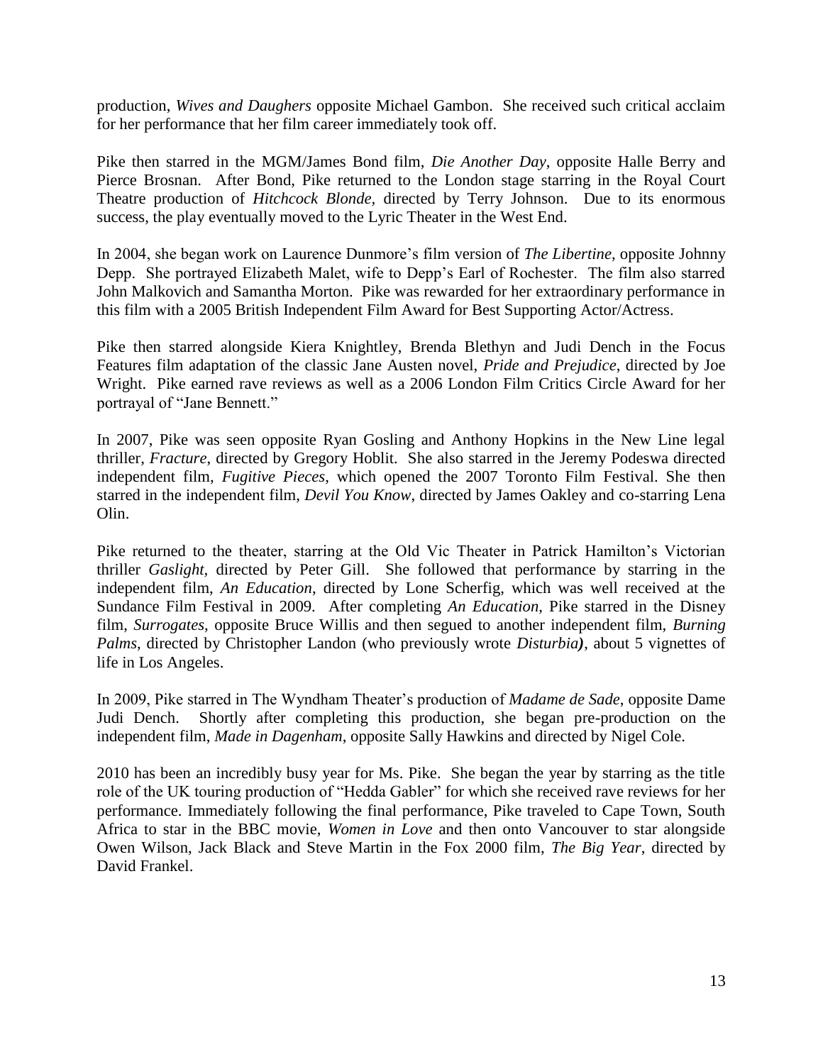production, *Wives and Daughers* opposite Michael Gambon. She received such critical acclaim for her performance that her film career immediately took off.

Pike then starred in the MGM/James Bond film, *Die Another Day*, opposite Halle Berry and Pierce Brosnan. After Bond, Pike returned to the London stage starring in the Royal Court Theatre production of *Hitchcock Blonde*, directed by Terry Johnson. Due to its enormous success, the play eventually moved to the Lyric Theater in the West End.

In 2004, she began work on Laurence Dunmore's film version of *The Libertine*, opposite Johnny Depp. She portrayed Elizabeth Malet, wife to Depp's Earl of Rochester. The film also starred John Malkovich and Samantha Morton. Pike was rewarded for her extraordinary performance in this film with a 2005 British Independent Film Award for Best Supporting Actor/Actress.

Pike then starred alongside Kiera Knightley, Brenda Blethyn and Judi Dench in the Focus Features film adaptation of the classic Jane Austen novel, *Pride and Prejudice*, directed by Joe Wright. Pike earned rave reviews as well as a 2006 London Film Critics Circle Award for her portrayal of "Jane Bennett."

In 2007, Pike was seen opposite Ryan Gosling and Anthony Hopkins in the New Line legal thriller, *Fracture*, directed by Gregory Hoblit. She also starred in the Jeremy Podeswa directed independent film, *Fugitive Pieces*, which opened the 2007 Toronto Film Festival. She then starred in the independent film, *Devil You Know*, directed by James Oakley and co-starring Lena Olin.

Pike returned to the theater, starring at the Old Vic Theater in Patrick Hamilton's Victorian thriller *Gaslight*, directed by Peter Gill. She followed that performance by starring in the independent film, *An Education*, directed by Lone Scherfig, which was well received at the Sundance Film Festival in 2009. After completing *An Education*, Pike starred in the Disney film, *Surrogates*, opposite Bruce Willis and then segued to another independent film, *Burning Palms*, directed by Christopher Landon (who previously wrote *Disturbia)*, about 5 vignettes of life in Los Angeles.

In 2009, Pike starred in The Wyndham Theater's production of *Madame de Sade*, opposite Dame Judi Dench. Shortly after completing this production, she began pre-production on the independent film, *Made in Dagenham*, opposite Sally Hawkins and directed by Nigel Cole.

2010 has been an incredibly busy year for Ms. Pike. She began the year by starring as the title role of the UK touring production of "Hedda Gabler" for which she received rave reviews for her performance. Immediately following the final performance, Pike traveled to Cape Town, South Africa to star in the BBC movie, *Women in Love* and then onto Vancouver to star alongside Owen Wilson, Jack Black and Steve Martin in the Fox 2000 film, *The Big Year*, directed by David Frankel.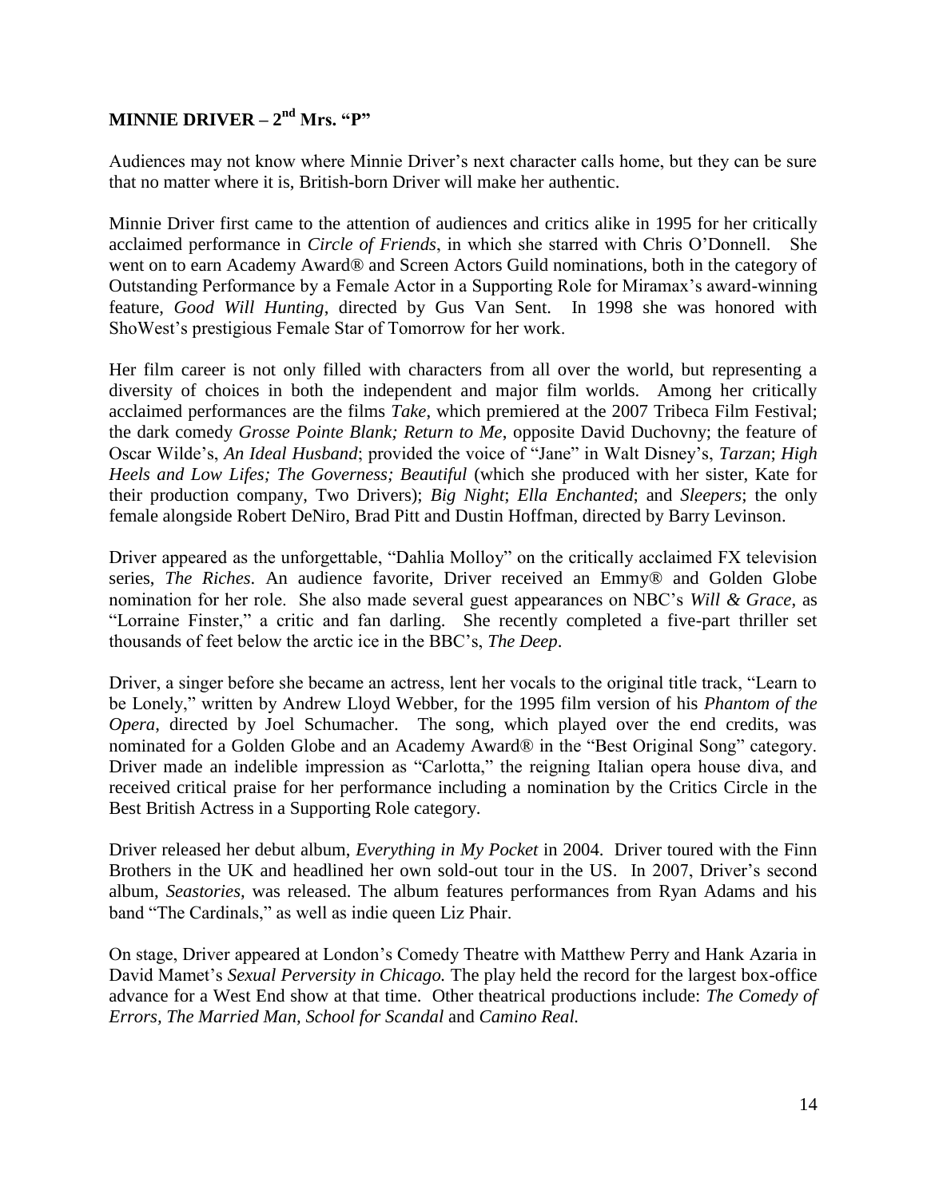## MINNIE DRIVER – 2nd Mrs. "P"

Audiences may not know where Minnie Driver's next character calls home, but they can be sure that no matter where it is, British-born Driver will make her authentic.

Minnie Driver first came to the attention of audiences and critics alike in 1995 for her critically acclaimed performance in *Circle of Friends*, in which she starred with Chris O'Donnell. She went on to earn Academy Award® and Screen Actors Guild nominations, both in the category of Outstanding Performance by a Female Actor in a Supporting Role for Miramax's award-winning feature, *Good Will Hunting*, directed by Gus Van Sent. In 1998 she was honored with ShoWest's prestigious Female Star of Tomorrow for her work.

Her film career is not only filled with characters from all over the world, but representing a diversity of choices in both the independent and major film worlds. Among her critically acclaimed performances are the films *Take*, which premiered at the 2007 Tribeca Film Festival; the dark comedy *Grosse Pointe Blank; Return to Me*, opposite David Duchovny; the feature of Oscar Wilde's, *An Ideal Husband*; provided the voice of "Jane" in Walt Disney's, *Tarzan*; *High Heels and Low Lifes; The Governess; Beautiful* (which she produced with her sister, Kate for their production company, Two Drivers); *Big Night*; *Ella Enchanted*; and *Sleepers*; the only female alongside Robert DeNiro, Brad Pitt and Dustin Hoffman, directed by Barry Levinson.

Driver appeared as the unforgettable, "Dahlia Molloy" on the critically acclaimed FX television series, *The Riches*. An audience favorite, Driver received an Emmy® and Golden Globe nomination for her role. She also made several guest appearances on NBC's *Will & Grace*, as "Lorraine Finster," a critic and fan darling. She recently completed a five-part thriller set thousands of feet below the arctic ice in the BBC's, *The Deep*.

Driver, a singer before she became an actress, lent her vocals to the original title track, "Learn to be Lonely," written by Andrew Lloyd Webber, for the 1995 film version of his *Phantom of the Opera*, directed by Joel Schumacher. The song, which played over the end credits, was nominated for a Golden Globe and an Academy Award® in the "Best Original Song" category. Driver made an indelible impression as "Carlotta," the reigning Italian opera house diva, and received critical praise for her performance including a nomination by the Critics Circle in the Best British Actress in a Supporting Role category.

Driver released her debut album, *Everything in My Pocket* in 2004. Driver toured with the Finn Brothers in the UK and headlined her own sold-out tour in the US. In 2007, Driver's second album, *Seastories,* was released. The album features performances from Ryan Adams and his band "The Cardinals," as well as indie queen Liz Phair.

On stage, Driver appeared at London's Comedy Theatre with Matthew Perry and Hank Azaria in David Mamet's *Sexual Perversity in Chicago.* The play held the record for the largest box-office advance for a West End show at that time. Other theatrical productions include: *The Comedy of Errors, The Married Man, School for Scandal* and *Camino Real.*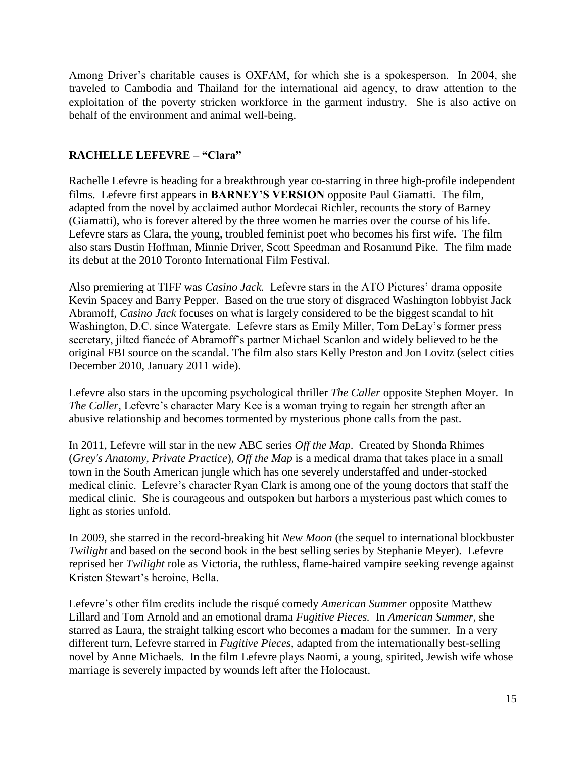Among Driver's charitable causes is OXFAM, for which she is a spokesperson. In 2004, she traveled to Cambodia and Thailand for the international aid agency, to draw attention to the exploitation of the poverty stricken workforce in the garment industry. She is also active on behalf of the environment and animal well-being.

## RACHELLE LEFEVRE – "Clara"

Rachelle Lefevre is heading for a breakthrough year co-starring in three high-profile independent films. Lefevre first appears in **BARNEY'S VERSION** opposite Paul Giamatti. The film, adapted from the novel by acclaimed author Mordecai Richler, recounts the story of Barney (Giamatti), who is forever altered by the three women he marries over the course of his life. Lefevre stars as Clara, the young, troubled feminist poet who becomes his first wife. The film also stars Dustin Hoffman, Minnie Driver, Scott Speedman and Rosamund Pike. The film made its debut at the 2010 Toronto International Film Festival.

Also premiering at TIFF was *Casino Jack.* Lefevre stars in the ATO Pictures' drama opposite Kevin Spacey and Barry Pepper. Based on the true story of disgraced Washington lobbyist Jack Abramoff, *Casino Jack* focuses on what is largely considered to be the biggest scandal to hit Washington, D.C. since Watergate. Lefevre stars as Emily Miller, Tom DeLay's former press secretary, jilted fiancée of Abramoff's partner Michael Scanlon and widely believed to be the original FBI source on the scandal. The film also stars Kelly Preston and Jon Lovitz (select cities December 2010, January 2011 wide).

Lefevre also stars in the upcoming psychological thriller *The Caller* opposite Stephen Moyer. In *The Caller,* Lefevre's character Mary Kee is a woman trying to regain her strength after an abusive relationship and becomes tormented by mysterious phone calls from the past.

In 2011, Lefevre will star in the new ABC series *Off the Map*. Created by Shonda Rhimes (*Grey's Anatomy, Private Practice*), *Off the Map* is a medical drama that takes place in a small town in the South American jungle which has one severely understaffed and under-stocked medical clinic. Lefevre's character Ryan Clark is among one of the young doctors that staff the medical clinic. She is courageous and outspoken but harbors a mysterious past which comes to light as stories unfold.

In 2009, she starred in the record-breaking hit *New Moon* (the sequel to international blockbuster *Twilight* and based on the second book in the best selling series by Stephanie Meyer). Lefevre reprised her *Twilight* role as Victoria, the ruthless, flame-haired vampire seeking revenge against Kristen Stewart's heroine, Bella.

Lefevre's other film credits include the risqué comedy *American Summer* opposite Matthew Lillard and Tom Arnold and an emotional drama *Fugitive Pieces.* In *American Summer*, she starred as Laura, the straight talking escort who becomes a madam for the summer. In a very different turn, Lefevre starred in *Fugitive Pieces,* adapted from the internationally best-selling novel by Anne Michaels. In the film Lefevre plays Naomi, a young, spirited, Jewish wife whose marriage is severely impacted by wounds left after the Holocaust.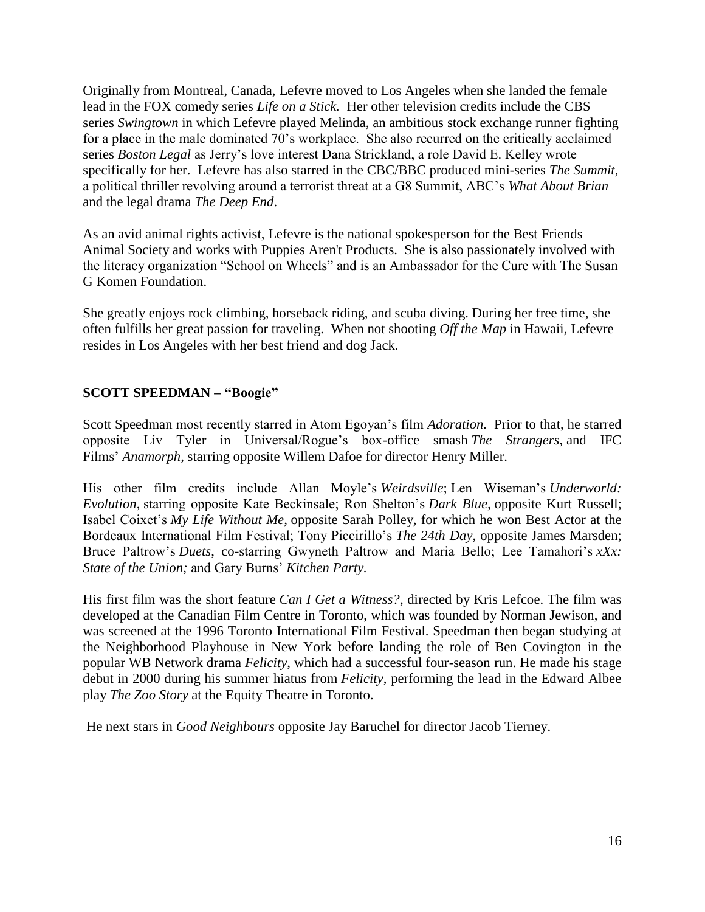Originally from Montreal, Canada, Lefevre moved to Los Angeles when she landed the female lead in the FOX comedy series *Life on a Stick.* Her other television credits include the CBS series *Swingtown* in which Lefevre played Melinda, an ambitious stock exchange runner fighting for a place in the male dominated 70's workplace. She also recurred on the critically acclaimed series *Boston Legal* as Jerry's love interest Dana Strickland, a role David E. Kelley wrote specifically for her. Lefevre has also starred in the CBC/BBC produced mini-series *The Summit*, a political thriller revolving around a terrorist threat at a G8 Summit, ABC's *What About Brian* and the legal drama *The Deep End*.

As an avid animal rights activist, Lefevre is the national spokesperson for the Best Friends Animal Society and works with Puppies Aren't Products. She is also passionately involved with the literacy organization "School on Wheels" and is an Ambassador for the Cure with The Susan G Komen Foundation.

She greatly enjoys rock climbing, horseback riding, and scuba diving. During her free time, she often fulfills her great passion for traveling. When not shooting *Off the Map* in Hawaii, Lefevre resides in Los Angeles with her best friend and dog Jack.

**SCOTT SPEEDMAN – "Boogie"**

Scott Speedman most recently starred in Atom Egoyan's film *Adoration.* Prior to that, he starred opposite Liv Tyler in Universal/Rogue's box-office smash *The Strangers*, and IFC Films' *Anamorph,* starring opposite Willem Dafoe for director Henry Miller.

His other film credits include Allan Moyle's *Weirdsville*; Len Wiseman's *Underworld: Evolution*, starring opposite Kate Beckinsale; Ron Shelton's *Dark Blue,* opposite Kurt Russell; Isabel Coixet's *My Life Without Me*, opposite Sarah Polley, for which he won Best Actor at the Bordeaux International Film Festival; Tony Piccirillo's *The 24th Day*, opposite James Marsden; Bruce Paltrow's *Duets,* co-starring Gwyneth Paltrow and Maria Bello; Lee Tamahori's *xXx: State of the Union;* and Gary Burns' *Kitchen Party.*

His first film was the short feature *Can I Get a Witness?*, directed by Kris Lefcoe. The film was developed at the Canadian Film Centre in Toronto, which was founded by Norman Jewison, and was screened at the 1996 Toronto International Film Festival. Speedman then began studying at the Neighborhood Playhouse in New York before landing the role of Ben Covington in the popular WB Network drama *Felicity*, which had a successful four-season run. He made his stage debut in 2000 during his summer hiatus from *Felicity*, performing the lead in the Edward Albee play *The Zoo Story* at the Equity Theatre in Toronto.

He next stars in *Good Neighbours* opposite Jay Baruchel for director Jacob Tierney.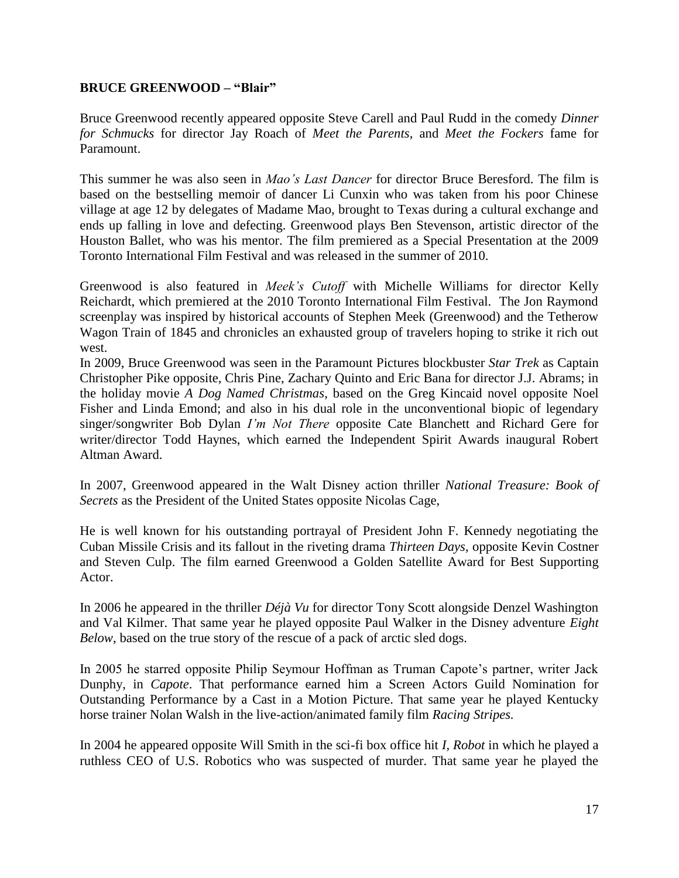**BRUCE GREENWOOD – "Blair"**

Bruce Greenwood recently appeared opposite Steve Carell and Paul Rudd in the comedy *Dinner for Schmucks* for director Jay Roach of *Meet the Parents*, and *Meet the Fockers* fame for Paramount.

This summer he was also seen in *Mao's Last Dancer* for director Bruce Beresford. The film is based on the bestselling memoir of dancer Li Cunxin who was taken from his poor Chinese village at age 12 by delegates of Madame Mao, brought to Texas during a cultural exchange and ends up falling in love and defecting. Greenwood plays Ben Stevenson, artistic director of the Houston Ballet, who was his mentor. The film premiered as a Special Presentation at the 2009 Toronto International Film Festival and was released in the summer of 2010.

Greenwood is also featured in *Meek's Cutoff* with Michelle Williams for director Kelly Reichardt, which premiered at the 2010 Toronto International Film Festival. The Jon Raymond screenplay was inspired by historical accounts of Stephen Meek (Greenwood) and the Tetherow Wagon Train of 1845 and chronicles an exhausted group of travelers hoping to strike it rich out west.

In 2009, Bruce Greenwood was seen in the Paramount Pictures blockbuster *Star Trek* as Captain Christopher Pike opposite, Chris Pine, Zachary Quinto and Eric Bana for director J.J. Abrams; in the holiday movie *A Dog Named Christmas*, based on the Greg Kincaid novel opposite Noel Fisher and Linda Emond; and also in his dual role in the unconventional biopic of legendary singer/songwriter Bob Dylan *I'm Not There* opposite Cate Blanchett and Richard Gere for writer/director Todd Haynes, which earned the Independent Spirit Awards inaugural Robert Altman Award.

In 2007, Greenwood appeared in the Walt Disney action thriller *National Treasure: Book of Secrets* as the President of the United States opposite Nicolas Cage,

He is well known for his outstanding portrayal of President John F. Kennedy negotiating the Cuban Missile Crisis and its fallout in the riveting drama *Thirteen Days*, opposite Kevin Costner and Steven Culp. The film earned Greenwood a Golden Satellite Award for Best Supporting Actor.

In 2006 he appeared in the thriller *Déjà Vu* for director Tony Scott alongside Denzel Washington and Val Kilmer. That same year he played opposite Paul Walker in the Disney adventure *Eight Below*, based on the true story of the rescue of a pack of arctic sled dogs.

In 2005 he starred opposite Philip Seymour Hoffman as Truman Capote's partner, writer Jack Dunphy, in *Capote*. That performance earned him a Screen Actors Guild Nomination for Outstanding Performance by a Cast in a Motion Picture. That same year he played Kentucky horse trainer Nolan Walsh in the live-action/animated family film *Racing Stripes.*

In 2004 he appeared opposite Will Smith in the sci-fi box office hit *I, Robot* in which he played a ruthless CEO of U.S. Robotics who was suspected of murder. That same year he played the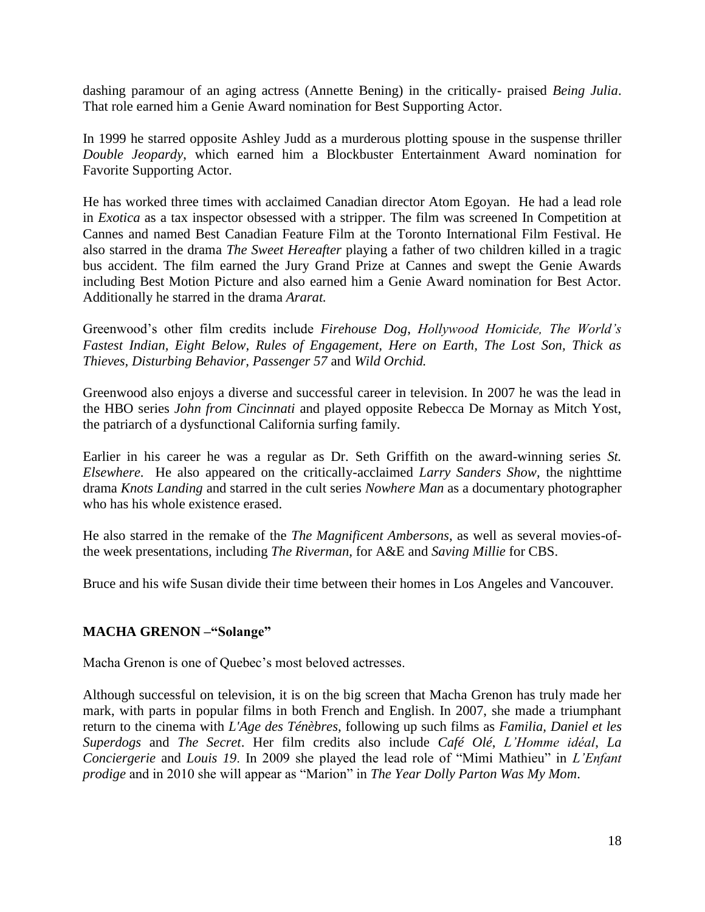dashing paramour of an aging actress (Annette Bening) in the critically- praised *Being Julia*. That role earned him a Genie Award nomination for Best Supporting Actor.

In 1999 he starred opposite Ashley Judd as a murderous plotting spouse in the suspense thriller *Double Jeopardy*, which earned him a Blockbuster Entertainment Award nomination for Favorite Supporting Actor.

He has worked three times with acclaimed Canadian director Atom Egoyan. He had a lead role in *Exotica* as a tax inspector obsessed with a stripper. The film was screened In Competition at Cannes and named Best Canadian Feature Film at the Toronto International Film Festival. He also starred in the drama *The Sweet Hereafter* playing a father of two children killed in a tragic bus accident. The film earned the Jury Grand Prize at Cannes and swept the Genie Awards including Best Motion Picture and also earned him a Genie Award nomination for Best Actor. Additionally he starred in the drama *Ararat.*

Greenwood's other film credits include *Firehouse Dog*, *Hollywood Homicide, The World's Fastest Indian, Eight Below, Rules of Engagement, Here on Earth, The Lost Son, Thick as Thieves, Disturbing Behavior, Passenger 57* and *Wild Orchid.*

Greenwood also enjoys a diverse and successful career in television. In 2007 he was the lead in the HBO series *John from Cincinnati* and played opposite Rebecca De Mornay as Mitch Yost, the patriarch of a dysfunctional California surfing family.

Earlier in his career he was a regular as Dr. Seth Griffith on the award-winning series *St. Elsewhere*. He also appeared on the critically-acclaimed *Larry Sanders Show,* the nighttime drama *Knots Landing* and starred in the cult series *Nowhere Man* as a documentary photographer who has his whole existence erased.

He also starred in the remake of the *The Magnificent Ambersons*, as well as several movies-of-the week presentations, including *The Riverman,* for A&E and *Saving Millie* for CBS.

Bruce and his wife Susan divide their time between their homes in Los Angeles and Vancouver.

**MACHA GRENON –"Solange"**

Macha Grenon is one of Quebec's most beloved actresses.

Although successful on television, it is on the big screen that Macha Grenon has truly made her mark, with parts in popular films in both French and English. In 2007, she made a triumphant return to the cinema with *L'Age des Ténèbres*, following up such films as *Familia, Daniel et les Superdogs* and *The Secret*. Her film credits also include *Café Olé*, *L'Homme idéal*, *La Conciergerie* and *Louis 19*. In 2009 she played the lead role of "Mimi Mathieu" in *L'Enfant prodige* and in 2010 she will appear as "Marion" in *The Year Dolly Parton Was My Mom*.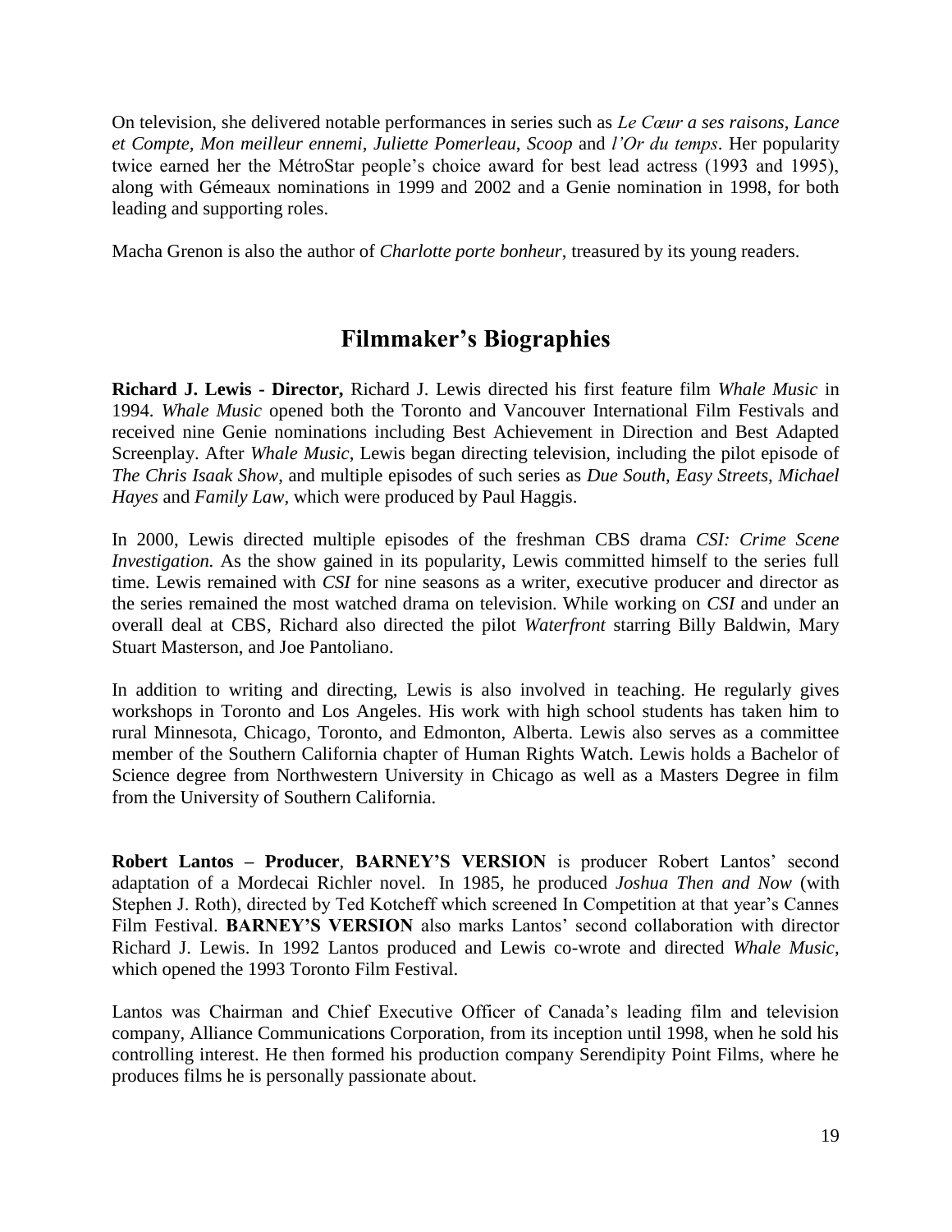On television, she delivered notable performances in series such as *Le Cœur a ses raisons*, *Lance et Compte*, *Mon meilleur ennemi*, *Juliette Pomerleau*, *Scoop* and *l'Or du temps*. Her popularity twice earned her the MétroStar people's choice award for best lead actress (1993 and 1995), along with Gémeaux nominations in 1999 and 2002 and a Genie nomination in 1998, for both leading and supporting roles.

Macha Grenon is also the author of *Charlotte porte bonheur*, treasured by its young readers.

## Filmmaker's Biographies

**Richard J. Lewis - Director,** Richard J. Lewis directed his first feature film *Whale Music* in 1994. *Whale Music* opened both the Toronto and Vancouver International Film Festivals and received nine Genie nominations including Best Achievement in Direction and Best Adapted Screenplay. After *Whale Music*, Lewis began directing television, including the pilot episode of *The Chris Isaak Show*, and multiple episodes of such series as *Due South*, *Easy Streets*, *Michael Hayes* and *Family Law*, which were produced by Paul Haggis.

In 2000, Lewis directed multiple episodes of the freshman CBS drama *CSI: Crime Scene Investigation.* As the show gained in its popularity, Lewis committed himself to the series full time. Lewis remained with *CSI* for nine seasons as a writer, executive producer and director as the series remained the most watched drama on television. While working on *CSI* and under an overall deal at CBS, Richard also directed the pilot *Waterfront* starring Billy Baldwin, Mary Stuart Masterson, and Joe Pantoliano.

In addition to writing and directing, Lewis is also involved in teaching. He regularly gives workshops in Toronto and Los Angeles. His work with high school students has taken him to rural Minnesota, Chicago, Toronto, and Edmonton, Alberta. Lewis also serves as a committee member of the Southern California chapter of Human Rights Watch. Lewis holds a Bachelor of Science degree from Northwestern University in Chicago as well as a Masters Degree in film from the University of Southern California.

**Robert Lantos – Producer**, **BARNEY'S VERSION** is producer Robert Lantos' second adaptation of a Mordecai Richler novel. In 1985, he produced *Joshua Then and Now* (with Stephen J. Roth), directed by Ted Kotcheff which screened In Competition at that year's Cannes Film Festival. **BARNEY'S VERSION** also marks Lantos' second collaboration with director Richard J. Lewis. In 1992 Lantos produced and Lewis co-wrote and directed *Whale Music*, which opened the 1993 Toronto Film Festival.

Lantos was Chairman and Chief Executive Officer of Canada's leading film and television company, Alliance Communications Corporation, from its inception until 1998, when he sold his controlling interest. He then formed his production company Serendipity Point Films, where he produces films he is personally passionate about.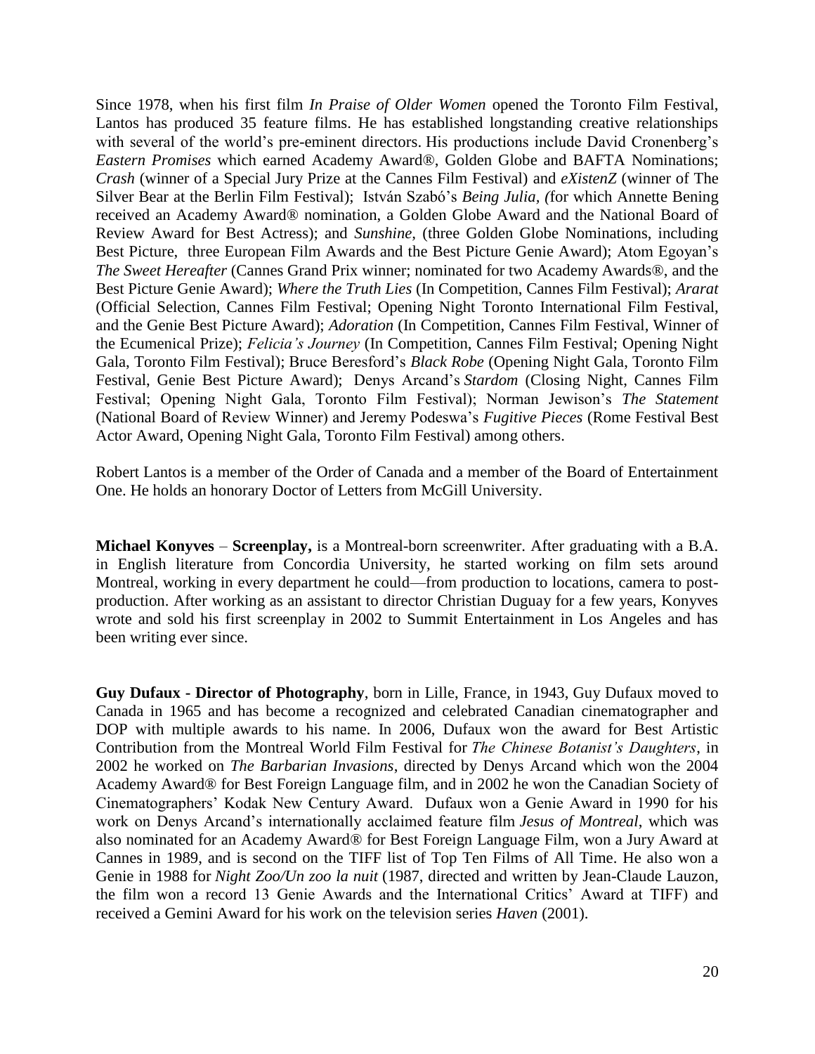Since 1978, when his first film *In Praise of Older Women* opened the Toronto Film Festival, Lantos has produced 35 feature films. He has established longstanding creative relationships with several of the world's pre-eminent directors. His productions include David Cronenberg's *Eastern Promises* which earned Academy Award®, Golden Globe and BAFTA Nominations; *Crash* (winner of a Special Jury Prize at the Cannes Film Festival) and *eXistenZ* (winner of The Silver Bear at the Berlin Film Festival); István Szabó's *Being Julia, (*for which Annette Bening received an Academy Award® nomination, a Golden Globe Award and the National Board of Review Award for Best Actress); and *Sunshine,* (three Golden Globe Nominations, including Best Picture, three European Film Awards and the Best Picture Genie Award); Atom Egoyan's *The Sweet Hereafter* (Cannes Grand Prix winner; nominated for two Academy Awards®, and the Best Picture Genie Award); *Where the Truth Lies* (In Competition, Cannes Film Festival); *Ararat* (Official Selection, Cannes Film Festival; Opening Night Toronto International Film Festival, and the Genie Best Picture Award); *Adoration* (In Competition, Cannes Film Festival, Winner of the Ecumenical Prize); *Felicia's Journey* (In Competition, Cannes Film Festival; Opening Night Gala, Toronto Film Festival); Bruce Beresford's *Black Robe* (Opening Night Gala, Toronto Film Festival, Genie Best Picture Award); Denys Arcand's *Stardom* (Closing Night, Cannes Film Festival; Opening Night Gala, Toronto Film Festival); Norman Jewison's *The Statement* (National Board of Review Winner) and Jeremy Podeswa's *Fugitive Pieces* (Rome Festival Best Actor Award, Opening Night Gala, Toronto Film Festival) among others.

Robert Lantos is a member of the Order of Canada and a member of the Board of Entertainment One. He holds an honorary Doctor of Letters from McGill University.

**Michael Konyves** – **Screenplay,** is a Montreal-born screenwriter. After graduating with a B.A. in English literature from Concordia University, he started working on film sets around Montreal, working in every department he could—from production to locations, camera to post-production. After working as an assistant to director Christian Duguay for a few years, Konyves wrote and sold his first screenplay in 2002 to Summit Entertainment in Los Angeles and has been writing ever since.

**Guy Dufaux - Director of Photography**, born in Lille, France, in 1943, Guy Dufaux moved to Canada in 1965 and has become a recognized and celebrated Canadian cinematographer and DOP with multiple awards to his name. In 2006, Dufaux won the award for Best Artistic Contribution from the Montreal World Film Festival for *The Chinese Botanist's Daughters*, in 2002 he worked on *The Barbarian Invasions*, directed by Denys Arcand which won the 2004 Academy Award® for Best Foreign Language film, and in 2002 he won the Canadian Society of Cinematographers' Kodak New Century Award. Dufaux won a Genie Award in 1990 for his work on Denys Arcand's internationally acclaimed feature film *Jesus of Montreal*, which was also nominated for an Academy Award® for Best Foreign Language Film, won a Jury Award at Cannes in 1989, and is second on the TIFF list of Top Ten Films of All Time. He also won a Genie in 1988 for *Night Zoo/Un zoo la nuit* (1987, directed and written by Jean-Claude Lauzon, the film won a record 13 Genie Awards and the International Critics' Award at TIFF) and received a Gemini Award for his work on the television series *Haven* (2001).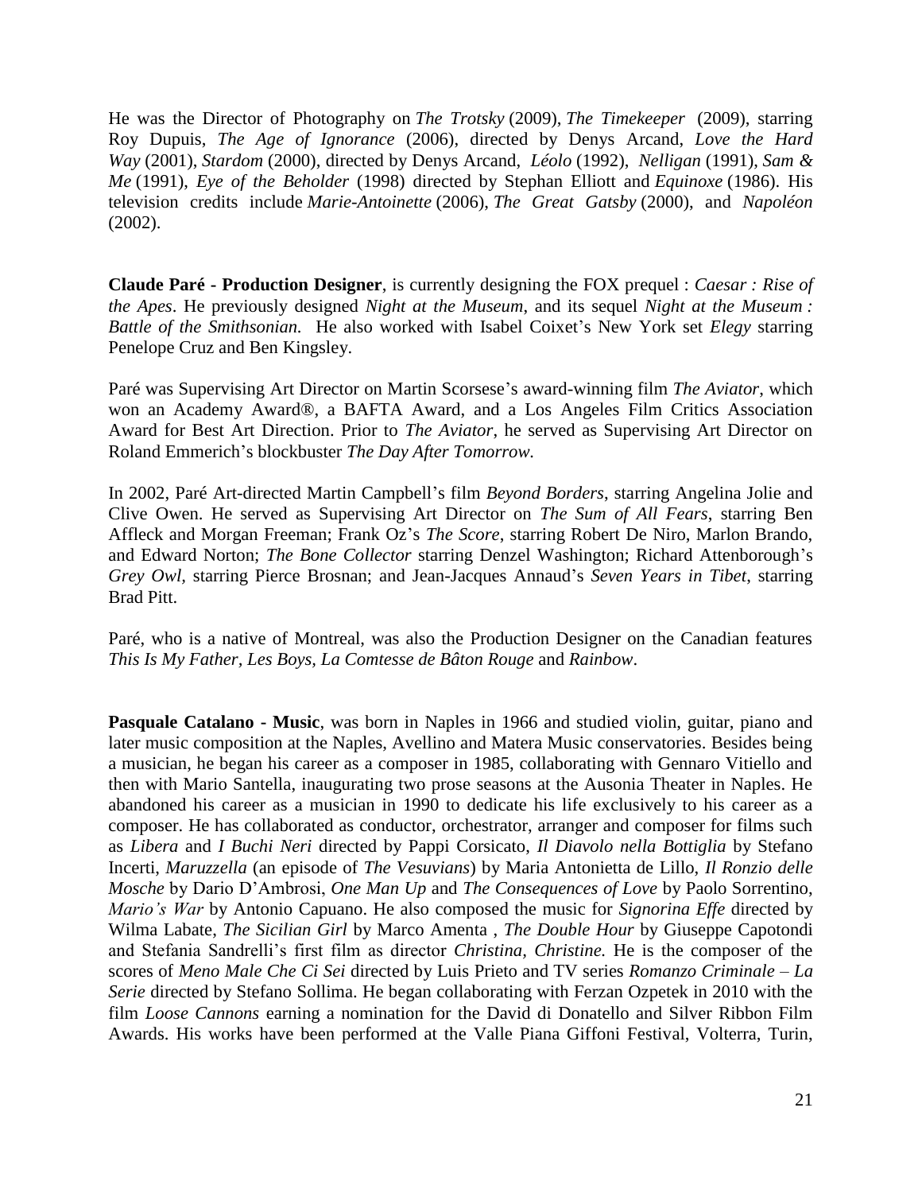He was the Director of Photography on *The Trotsky* (2009), *The Timekeeper* (2009), starring Roy Dupuis, *The Age of Ignorance* (2006), directed by Denys Arcand, *Love the Hard Way* (2001), *Stardom* (2000), directed by Denys Arcand, *Léolo* (1992), *Nelligan* (1991), *Sam & Me* (1991), *Eye of the Beholder* (1998) directed by Stephan Elliott and *Equinoxe* (1986). His television credits include *Marie-Antoinette* (2006), *The Great Gatsby* (2000), and *Napoléon* (2002).

**Claude Paré - Production Designer**, is currently designing the FOX prequel : *Caesar : Rise of the Apes*. He previously designed *Night at the Museum*, and its sequel *Night at the Museum : Battle of the Smithsonian.* He also worked with Isabel Coixet's New York set *Elegy* starring Penelope Cruz and Ben Kingsley.

Paré was Supervising Art Director on Martin Scorsese's award-winning film *The Aviator*, which won an Academy Award®, a BAFTA Award, and a Los Angeles Film Critics Association Award for Best Art Direction. Prior to *The Aviator,* he served as Supervising Art Director on Roland Emmerich's blockbuster *The Day After Tomorrow.*

In 2002, Paré Art-directed Martin Campbell's film *Beyond Borders*, starring Angelina Jolie and Clive Owen. He served as Supervising Art Director on *The Sum of All Fears*, starring Ben Affleck and Morgan Freeman; Frank Oz's *The Score*, starring Robert De Niro, Marlon Brando, and Edward Norton; *The Bone Collector* starring Denzel Washington; Richard Attenborough's *Grey Owl*, starring Pierce Brosnan; and Jean-Jacques Annaud's *Seven Years in Tibet*, starring Brad Pitt.

Paré, who is a native of Montreal, was also the Production Designer on the Canadian features *This Is My Father*, *Les Boys*, *La Comtesse de Bâton Rouge* and *Rainbow*.

**Pasquale Catalano - Music**, was born in Naples in 1966 and studied violin, guitar, piano and later music composition at the Naples, Avellino and Matera Music conservatories. Besides being a musician, he began his career as a composer in 1985, collaborating with Gennaro Vitiello and then with Mario Santella, inaugurating two prose seasons at the Ausonia Theater in Naples. He abandoned his career as a musician in 1990 to dedicate his life exclusively to his career as a composer. He has collaborated as conductor, orchestrator, arranger and composer for films such as *Libera* and *I Buchi Neri* directed by Pappi Corsicato, *Il Diavolo nella Bottiglia* by Stefano Incerti, *Maruzzella* (an episode of *The Vesuvians*) by Maria Antonietta de Lillo, *Il Ronzio delle Mosche* by Dario D'Ambrosi, *One Man Up* and *The Consequences of Love* by Paolo Sorrentino, *Mario's War* by Antonio Capuano. He also composed the music for *Signorina Effe* directed by Wilma Labate, *The Sicilian Girl* by Marco Amenta , *The Double Hour* by Giuseppe Capotondi and Stefania Sandrelli's first film as director *Christina, Christine.* He is the composer of the scores of *Meno Male Che Ci Sei* directed by Luis Prieto and TV series *Romanzo Criminale – La Serie* directed by Stefano Sollima. He began collaborating with Ferzan Ozpetek in 2010 with the film *Loose Cannons* earning a nomination for the David di Donatello and Silver Ribbon Film Awards. His works have been performed at the Valle Piana Giffoni Festival, Volterra, Turin,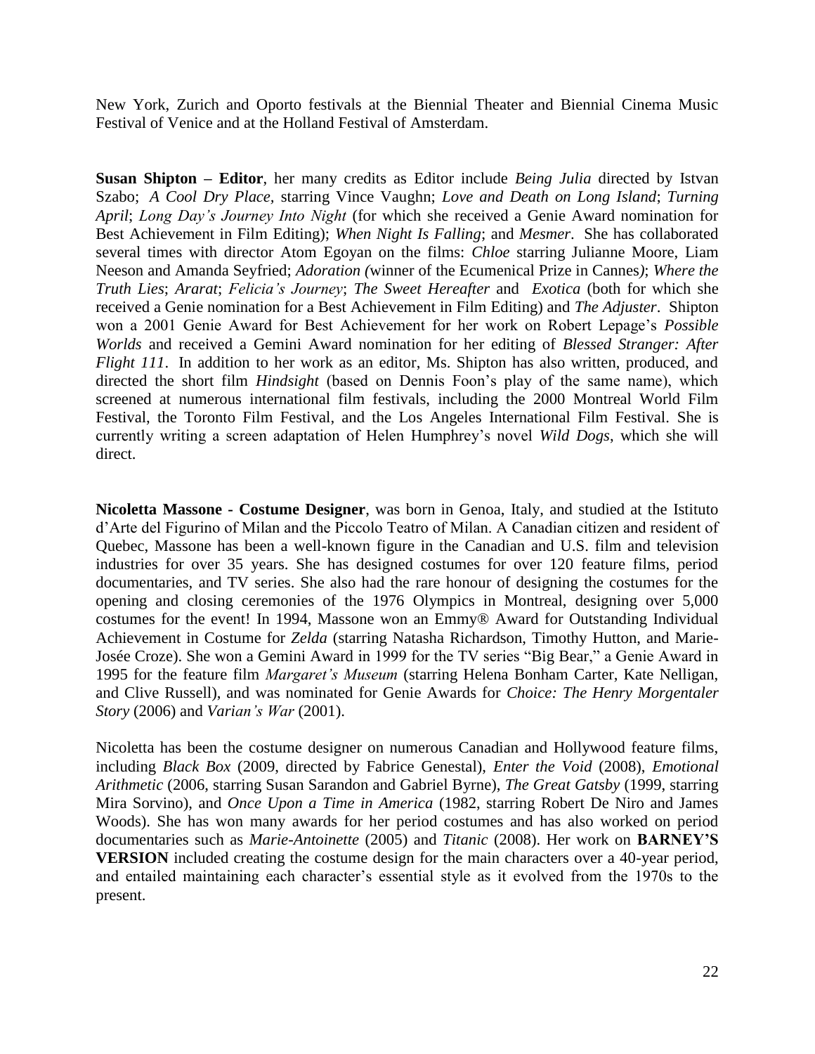New York, Zurich and Oporto festivals at the Biennial Theater and Biennial Cinema Music Festival of Venice and at the Holland Festival of Amsterdam.

**Susan Shipton – Editor**, her many credits as Editor include *Being Julia* directed by Istvan Szabo; *A Cool Dry Place*, starring Vince Vaughn; *Love and Death on Long Island*; *Turning April*; *Long Day's Journey Into Night* (for which she received a Genie Award nomination for Best Achievement in Film Editing); *When Night Is Falling*; and *Mesmer*. She has collaborated several times with director Atom Egoyan on the films: *Chloe* starring Julianne Moore, Liam Neeson and Amanda Seyfried; *Adoration (*winner of the Ecumenical Prize in Cannes*)*; *Where the Truth Lies*; *Ararat*; *Felicia's Journey*; *The Sweet Hereafter* and *Exotica* (both for which she received a Genie nomination for a Best Achievement in Film Editing) and *The Adjuster*. Shipton won a 2001 Genie Award for Best Achievement for her work on Robert Lepage's *Possible Worlds* and received a Gemini Award nomination for her editing of *Blessed Stranger: After Flight 111*. In addition to her work as an editor, Ms. Shipton has also written, produced, and directed the short film *Hindsight* (based on Dennis Foon's play of the same name), which screened at numerous international film festivals, including the 2000 Montreal World Film Festival, the Toronto Film Festival, and the Los Angeles International Film Festival. She is currently writing a screen adaptation of Helen Humphrey's novel *Wild Dogs*, which she will direct.

**Nicoletta Massone - Costume Designer**, was born in Genoa, Italy, and studied at the Istituto d'Arte del Figurino of Milan and the Piccolo Teatro of Milan. A Canadian citizen and resident of Quebec, Massone has been a well-known figure in the Canadian and U.S. film and television industries for over 35 years. She has designed costumes for over 120 feature films, period documentaries, and TV series. She also had the rare honour of designing the costumes for the opening and closing ceremonies of the 1976 Olympics in Montreal, designing over 5,000 costumes for the event! In 1994, Massone won an Emmy® Award for Outstanding Individual Achievement in Costume for *Zelda* (starring Natasha Richardson, Timothy Hutton, and Marie-Josée Croze). She won a Gemini Award in 1999 for the TV series "Big Bear," a Genie Award in 1995 for the feature film *Margaret's Museum* (starring Helena Bonham Carter, Kate Nelligan, and Clive Russell), and was nominated for Genie Awards for *Choice: The Henry Morgentaler Story* (2006) and *Varian's War* (2001).

Nicoletta has been the costume designer on numerous Canadian and Hollywood feature films, including *Black Box* (2009, directed by Fabrice Genestal), *Enter the Void* (2008), *Emotional Arithmetic* (2006, starring Susan Sarandon and Gabriel Byrne), *The Great Gatsby* (1999, starring Mira Sorvino), and *Once Upon a Time in America* (1982, starring Robert De Niro and James Woods). She has won many awards for her period costumes and has also worked on period documentaries such as *Marie-Antoinette* (2005) and *Titanic* (2008). Her work on **BARNEY'S VERSION** included creating the costume design for the main characters over a 40-year period, and entailed maintaining each character's essential style as it evolved from the 1970s to the present.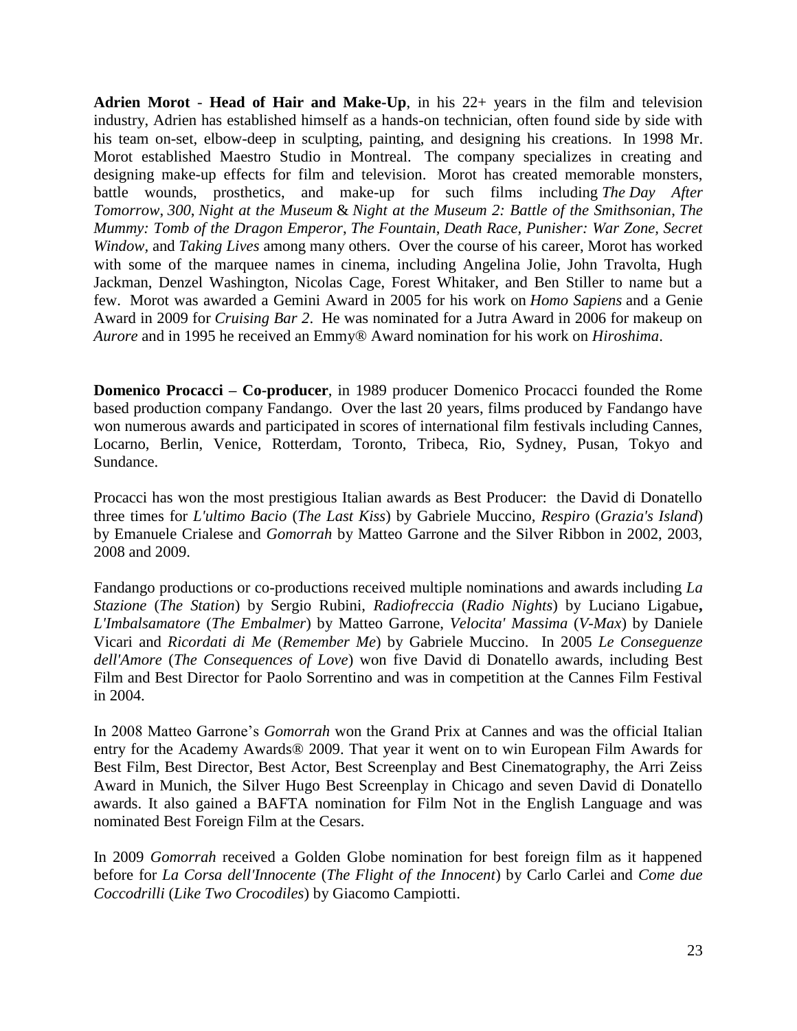**Adrien Morot** - **Head of Hair and Make-Up**, in his 22+ years in the film and television industry, Adrien has established himself as a hands-on technician, often found side by side with his team on-set, elbow-deep in sculpting, painting, and designing his creations. In 1998 Mr. Morot established Maestro Studio in Montreal. The company specializes in creating and designing make-up effects for film and television. Morot has created memorable monsters, battle wounds, prosthetics, and make-up for such films including *The Day After Tomorrow*, *300*, *Night at the Museum* & *Night at the Museum 2: Battle of the Smithsonian*, *The Mummy: Tomb of the Dragon Emperor*, *The Fountain*, *Death Race*, *Punisher: War Zone*, *Secret Window*, and *Taking Lives* among many others. Over the course of his career, Morot has worked with some of the marquee names in cinema, including Angelina Jolie, John Travolta, Hugh Jackman, Denzel Washington, Nicolas Cage, Forest Whitaker, and Ben Stiller to name but a few. Morot was awarded a Gemini Award in 2005 for his work on *Homo Sapiens* and a Genie Award in 2009 for *Cruising Bar 2*. He was nominated for a Jutra Award in 2006 for makeup on *Aurore* and in 1995 he received an Emmy® Award nomination for his work on *Hiroshima*.

**Domenico Procacci – Co-producer**, in 1989 producer Domenico Procacci founded the Rome based production company Fandango. Over the last 20 years, films produced by Fandango have won numerous awards and participated in scores of international film festivals including Cannes, Locarno, Berlin, Venice, Rotterdam, Toronto, Tribeca, Rio, Sydney, Pusan, Tokyo and Sundance.

Procacci has won the most prestigious Italian awards as Best Producer: the David di Donatello three times for *L'ultimo Bacio* (*The Last Kiss*) by Gabriele Muccino, *Respiro* (*Grazia's Island*) by Emanuele Crialese and *Gomorrah* by Matteo Garrone and the Silver Ribbon in 2002, 2003, 2008 and 2009.

Fandango productions or co-productions received multiple nominations and awards including *La Stazione* (*The Station*) by Sergio Rubini, *Radiofreccia* (*Radio Nights*) by Luciano Ligabue**,** *L'Imbalsamatore* (*The Embalmer*) by Matteo Garrone, *Velocita' Massima* (*V-Max*) by Daniele Vicari and *Ricordati di Me* (*Remember Me*) by Gabriele Muccino. In 2005 *Le Conseguenze dell'Amore* (*The Consequences of Love*) won five David di Donatello awards, including Best Film and Best Director for Paolo Sorrentino and was in competition at the Cannes Film Festival in 2004.

In 2008 Matteo Garrone's *Gomorrah* won the Grand Prix at Cannes and was the official Italian entry for the Academy Awards® 2009. That year it went on to win European Film Awards for Best Film, Best Director, Best Actor, Best Screenplay and Best Cinematography, the Arri Zeiss Award in Munich, the Silver Hugo Best Screenplay in Chicago and seven David di Donatello awards. It also gained a BAFTA nomination for Film Not in the English Language and was nominated Best Foreign Film at the Cesars.

In 2009 *Gomorrah* received a Golden Globe nomination for best foreign film as it happened before for *La Corsa dell'Innocente* (*The Flight of the Innocent*) by Carlo Carlei and *Come due Coccodrilli* (*Like Two Crocodiles*) by Giacomo Campiotti.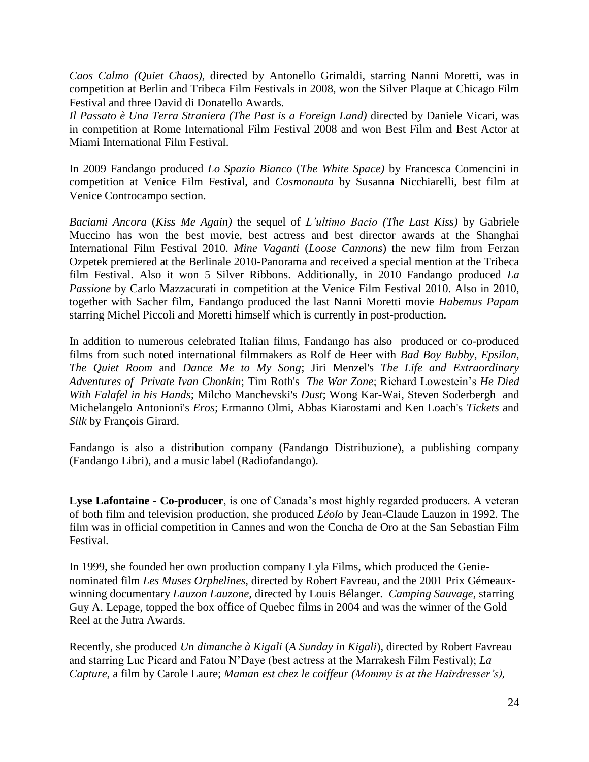*Caos Calmo (Quiet Chaos),* directed by Antonello Grimaldi, starring Nanni Moretti, was in competition at Berlin and Tribeca Film Festivals in 2008, won the Silver Plaque at Chicago Film Festival and three David di Donatello Awards.
*Il Passato è Una Terra Straniera (The Past is a Foreign Land)* directed by Daniele Vicari, was in competition at Rome International Film Festival 2008 and won Best Film and Best Actor at Miami International Film Festival.

In 2009 Fandango produced *Lo Spazio Bianco* (*The White Space)* by Francesca Comencini in competition at Venice Film Festival, and *Cosmonauta* by Susanna Nicchiarelli, best film at Venice Controcampo section.

*Baciami Ancora* (*Kiss Me Again)* the sequel of *L'ultimo Bacio (The Last Kiss)* by Gabriele Muccino has won the best movie, best actress and best director awards at the Shanghai International Film Festival 2010. *Mine Vaganti* (*Loose Cannons*) the new film from Ferzan Ozpetek premiered at the Berlinale 2010-Panorama and received a special mention at the Tribeca film Festival. Also it won 5 Silver Ribbons. Additionally, in 2010 Fandango produced *La Passione* by Carlo Mazzacurati in competition at the Venice Film Festival 2010. Also in 2010, together with Sacher film, Fandango produced the last Nanni Moretti movie *Habemus Papam* starring Michel Piccoli and Moretti himself which is currently in post-production.

In addition to numerous celebrated Italian films, Fandango has also produced or co-produced films from such noted international filmmakers as Rolf de Heer with *Bad Boy Bubby*, *Epsilon*, *The Quiet Room* and *Dance Me to My Song*; Jiri Menzel's *The Life and Extraordinary Adventures of Private Ivan Chonkin*; Tim Roth's *The War Zone*; Richard Lowestein's *He Died With Falafel in his Hands*; Milcho Manchevski's *Dust*; Wong Kar-Wai, Steven Soderbergh and Michelangelo Antonioni's *Eros*; Ermanno Olmi, Abbas Kiarostami and Ken Loach's *Tickets* and *Silk* by François Girard.

Fandango is also a distribution company (Fandango Distribuzione), a publishing company (Fandango Libri), and a music label (Radiofandango).

**Lyse Lafontaine - Co-producer**, is one of Canada's most highly regarded producers. A veteran of both film and television production, she produced *Léolo* by Jean-Claude Lauzon in 1992. The film was in official competition in Cannes and won the Concha de Oro at the San Sebastian Film Festival.

In 1999, she founded her own production company Lyla Films, which produced the Genie-nominated film *Les Muses Orphelines*, directed by Robert Favreau, and the 2001 Prix Gémeaux-winning documentary *Lauzon Lauzone,* directed by Louis Bélanger. *Camping Sauvage*, starring Guy A. Lepage, topped the box office of Quebec films in 2004 and was the winner of the Gold Reel at the Jutra Awards.

Recently, she produced *Un dimanche à Kigali* (*A Sunday in Kigali*), directed by Robert Favreau and starring Luc Picard and Fatou N'Daye (best actress at the Marrakesh Film Festival); *La Capture,* a film by Carole Laure; *Maman est chez le coiffeur (Mommy is at the Hairdresser's),*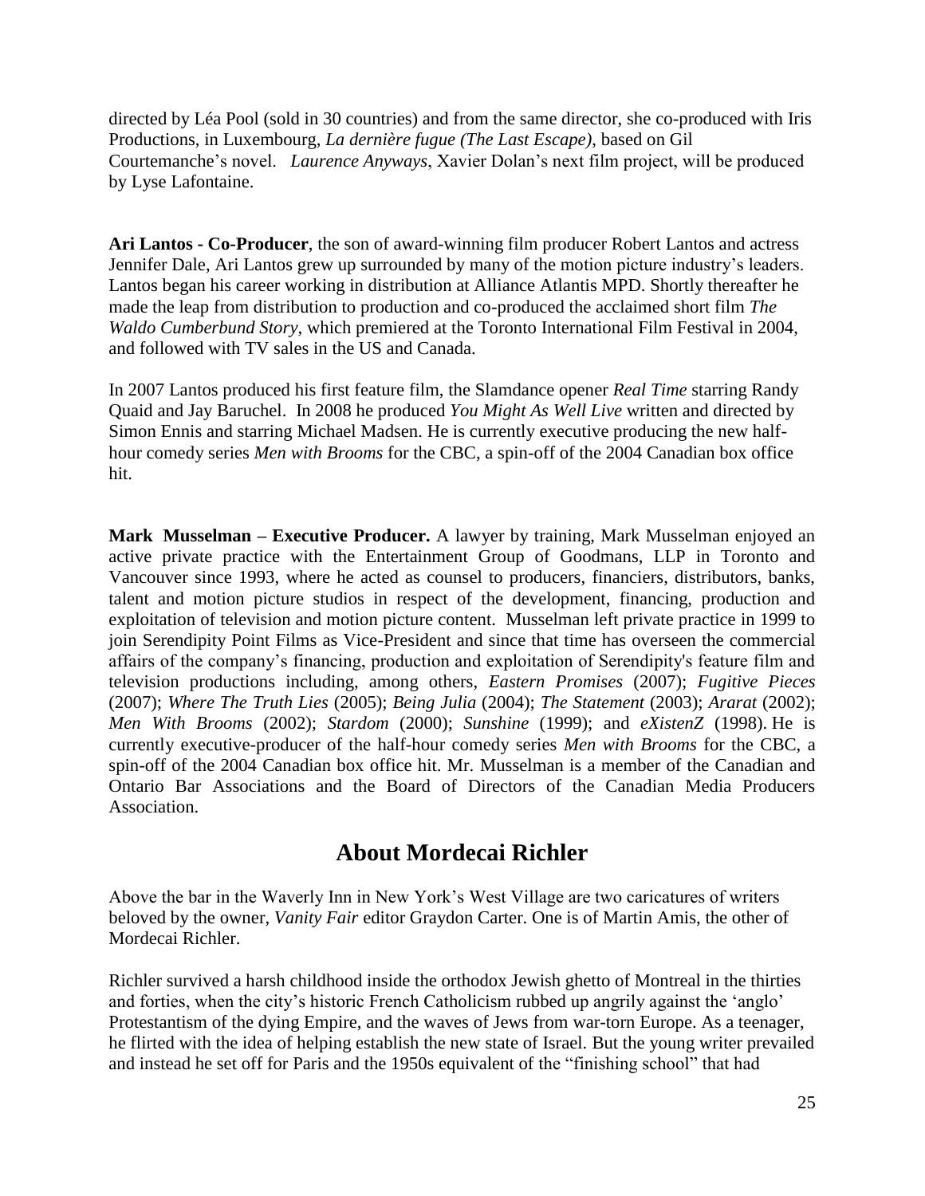directed by Léa Pool (sold in 30 countries) and from the same director, she co-produced with Iris Productions, in Luxembourg, *La dernière fugue (The Last Escape)*, based on Gil Courtemanche's novel. *Laurence Anyways*, Xavier Dolan's next film project, will be produced by Lyse Lafontaine.

**Ari Lantos - Co-Producer**, the son of award-winning film producer Robert Lantos and actress Jennifer Dale, Ari Lantos grew up surrounded by many of the motion picture industry's leaders. Lantos began his career working in distribution at Alliance Atlantis MPD. Shortly thereafter he made the leap from distribution to production and co-produced the acclaimed short film *The Waldo Cumberbund Story*, which premiered at the Toronto International Film Festival in 2004, and followed with TV sales in the US and Canada.

In 2007 Lantos produced his first feature film, the Slamdance opener *Real Time* starring Randy Quaid and Jay Baruchel. In 2008 he produced *You Might As Well Live* written and directed by Simon Ennis and starring Michael Madsen. He is currently executive producing the new half-hour comedy series *Men with Brooms* for the CBC, a spin-off of the 2004 Canadian box office hit.

**Mark Musselman – Executive Producer.** A lawyer by training, Mark Musselman enjoyed an active private practice with the Entertainment Group of Goodmans, LLP in Toronto and Vancouver since 1993, where he acted as counsel to producers, financiers, distributors, banks, talent and motion picture studios in respect of the development, financing, production and exploitation of television and motion picture content. Musselman left private practice in 1999 to join Serendipity Point Films as Vice-President and since that time has overseen the commercial affairs of the company's financing, production and exploitation of Serendipity's feature film and television productions including, among others, *Eastern Promises* (2007); *Fugitive Pieces* (2007); *Where The Truth Lies* (2005); *Being Julia* (2004); *The Statement* (2003); *Ararat* (2002); *Men With Brooms* (2002); *Stardom* (2000); *Sunshine* (1999); and *eXistenZ* (1998). He is currently executive-producer of the half-hour comedy series *Men with Brooms* for the CBC, a spin-off of the 2004 Canadian box office hit. Mr. Musselman is a member of the Canadian and Ontario Bar Associations and the Board of Directors of the Canadian Media Producers Association.

## About Mordecai Richler

Above the bar in the Waverly Inn in New York's West Village are two caricatures of writers beloved by the owner, *Vanity Fair* editor Graydon Carter. One is of Martin Amis, the other of Mordecai Richler.

Richler survived a harsh childhood inside the orthodox Jewish ghetto of Montreal in the thirties and forties, when the city's historic French Catholicism rubbed up angrily against the 'anglo' Protestantism of the dying Empire, and the waves of Jews from war-torn Europe. As a teenager, he flirted with the idea of helping establish the new state of Israel. But the young writer prevailed and instead he set off for Paris and the 1950s equivalent of the "finishing school" that had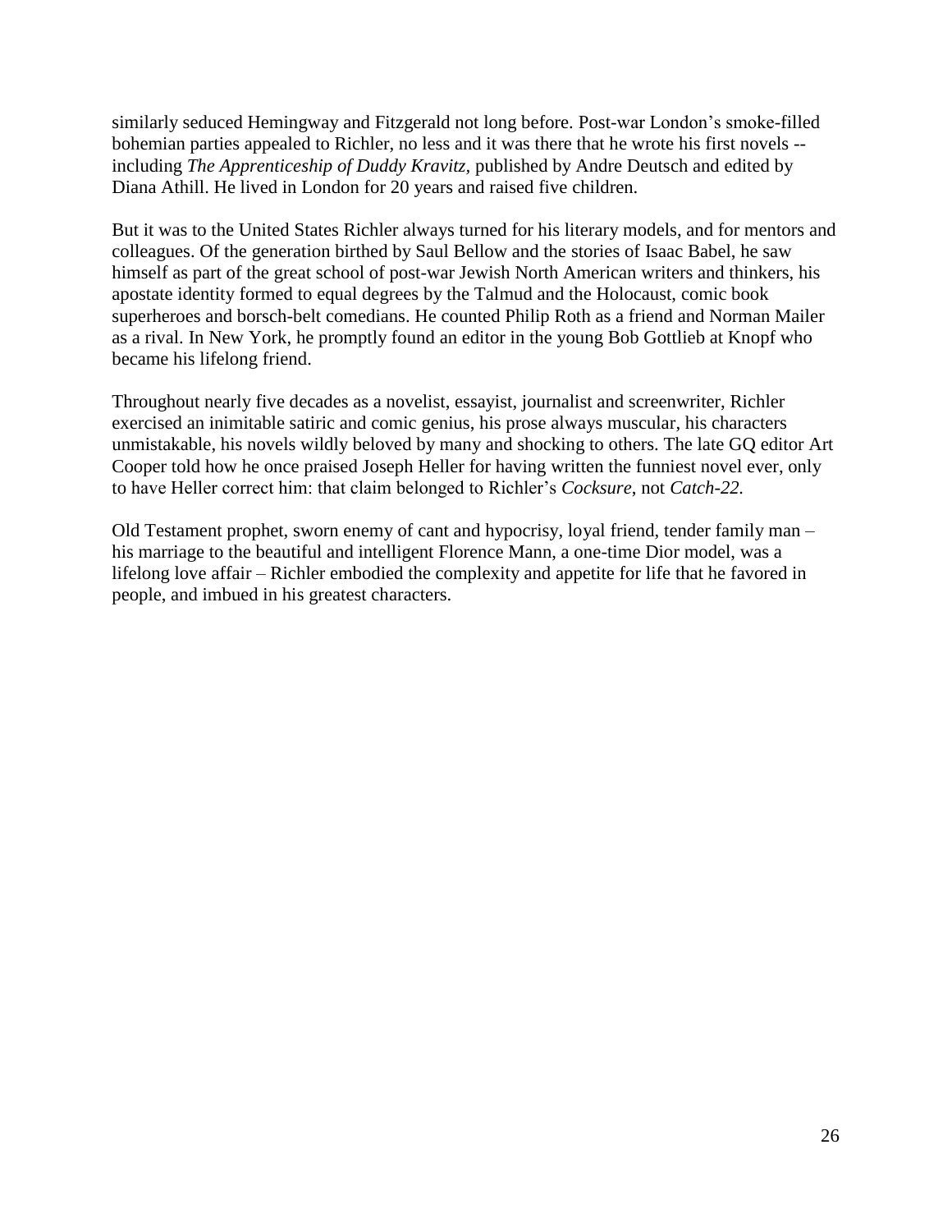similarly seduced Hemingway and Fitzgerald not long before. Post-war London's smoke-filled bohemian parties appealed to Richler, no less and it was there that he wrote his first novels -- including *The Apprenticeship of Duddy Kravitz,* published by Andre Deutsch and edited by Diana Athill. He lived in London for 20 years and raised five children.

But it was to the United States Richler always turned for his literary models, and for mentors and colleagues. Of the generation birthed by Saul Bellow and the stories of Isaac Babel, he saw himself as part of the great school of post-war Jewish North American writers and thinkers, his apostate identity formed to equal degrees by the Talmud and the Holocaust, comic book superheroes and borsch-belt comedians. He counted Philip Roth as a friend and Norman Mailer as a rival. In New York, he promptly found an editor in the young Bob Gottlieb at Knopf who became his lifelong friend.

Throughout nearly five decades as a novelist, essayist, journalist and screenwriter, Richler exercised an inimitable satiric and comic genius, his prose always muscular, his characters unmistakable, his novels wildly beloved by many and shocking to others. The late GQ editor Art Cooper told how he once praised Joseph Heller for having written the funniest novel ever, only to have Heller correct him: that claim belonged to Richler's *Cocksure*, not *Catch-22.*

Old Testament prophet, sworn enemy of cant and hypocrisy, loyal friend, tender family man – his marriage to the beautiful and intelligent Florence Mann, a one-time Dior model, was a lifelong love affair – Richler embodied the complexity and appetite for life that he favored in people, and imbued in his greatest characters.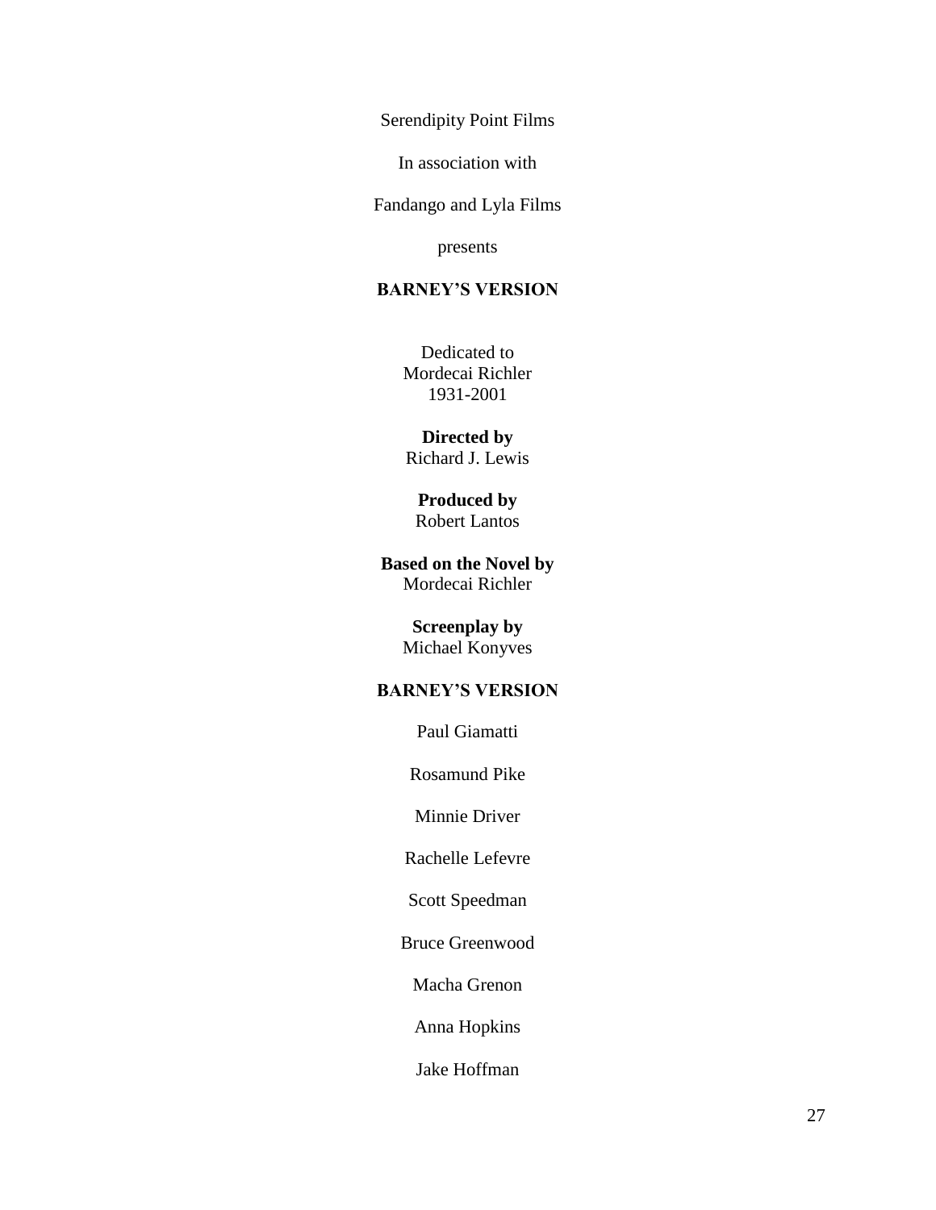Serendipity Point Films

In association with

Fandango and Lyla Films

presents

**BARNEY'S VERSION**

Dedicated to
Mordecai Richler
1931-2001

**Directed by**
Richard J. Lewis

**Produced by**
Robert Lantos

**Based on the Novel by**
Mordecai Richler

**Screenplay by**
Michael Konyves

**BARNEY'S VERSION**

Paul Giamatti

Rosamund Pike

Minnie Driver

Rachelle Lefevre

Scott Speedman

Bruce Greenwood

Macha Grenon

Anna Hopkins

Jake Hoffman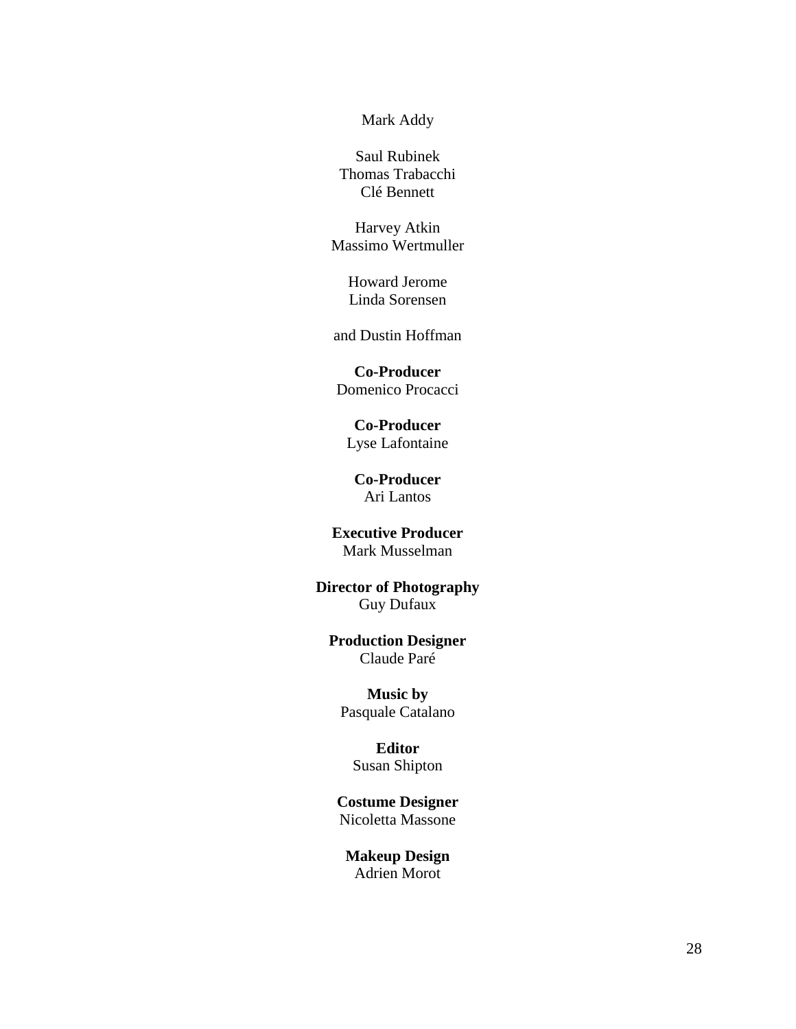Mark Addy

Saul Rubinek  
Thomas Trabacchi  
Clé Bennett

Harvey Atkin  
Massimo Wertmuller

Howard Jerome  
Linda Sorensen

and Dustin Hoffman

**Co-Producer**  
Domenico Procacci

**Co-Producer**  
Lyse Lafontaine

**Co-Producer**  
Ari Lantos

**Executive Producer**  
Mark Musselman

**Director of Photography**  
Guy Dufaux

**Production Designer**  
Claude Paré

**Music by**  
Pasquale Catalano

**Editor**  
Susan Shipton

**Costume Designer**  
Nicoletta Massone

**Makeup Design**  
Adrien Morot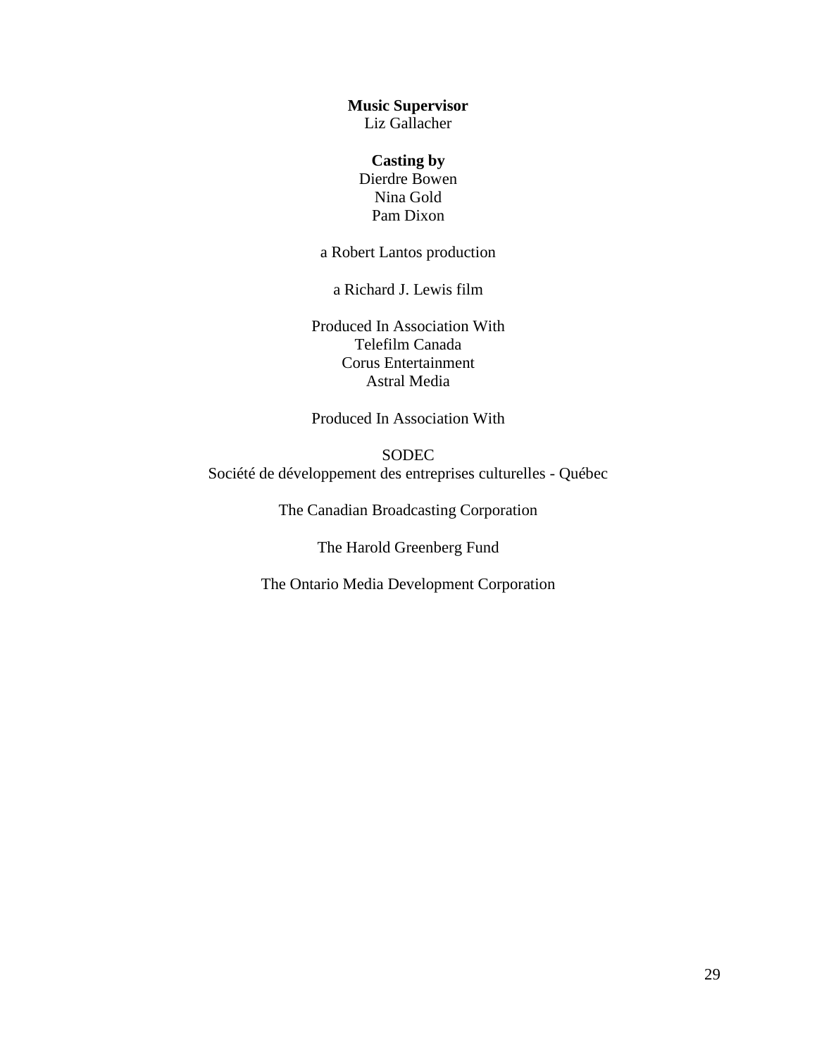**Music Supervisor**
Liz Gallacher

**Casting by**
Dierdre Bowen
Nina Gold
Pam Dixon

a Robert Lantos production

a Richard J. Lewis film

Produced In Association With
Telefilm Canada
Corus Entertainment
Astral Media

Produced In Association With

SODEC
Société de développement des entreprises culturelles - Québec

The Canadian Broadcasting Corporation

The Harold Greenberg Fund

The Ontario Media Development Corporation